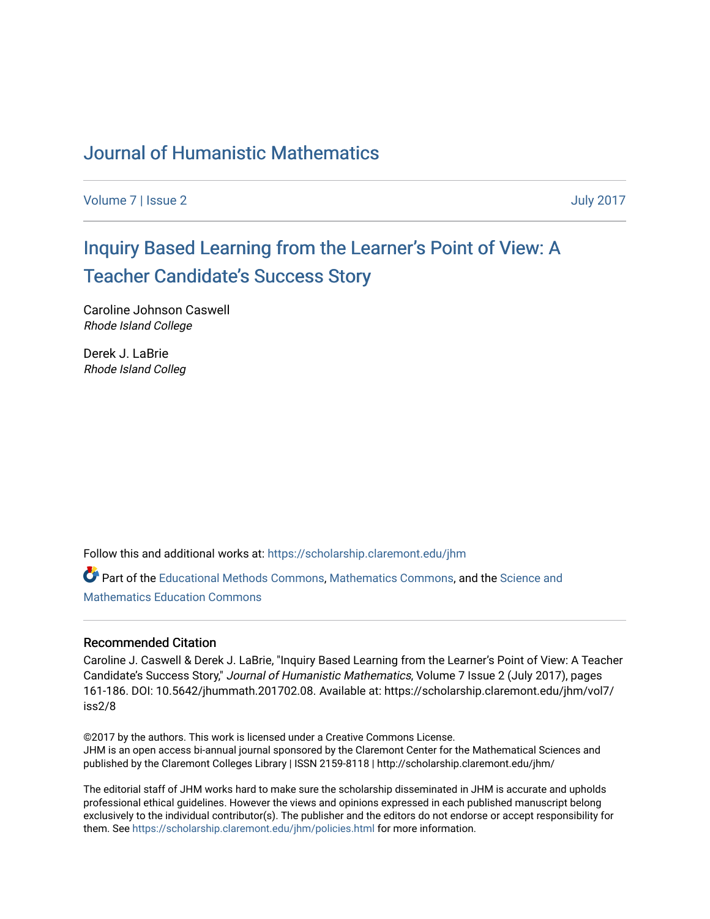# Journal of Humanistic Mathematics

Volume 7 | Issue 2 July 2017

## Inquiry Based Learning from the Learner's Point of View: A Teacher Candidate's Success Story

Caroline Johnson Caswell
*Rhode Island College*

Derek J. LaBrie
*Rhode Island Colleg*

Follow this and additional works at: https://scholarship.claremont.edu/jhm

Part of the Educational Methods Commons, Mathematics Commons, and the Science and Mathematics Education Commons

### Recommended Citation

Caroline J. Caswell & Derek J. LaBrie, "Inquiry Based Learning from the Learner's Point of View: A Teacher Candidate's Success Story," *Journal of Humanistic Mathematics*, Volume 7 Issue 2 (July 2017), pages 161-186. DOI: 10.5642/jhummath.201702.08. Available at: https://scholarship.claremont.edu/jhm/vol7/iss2/8

©2017 by the authors. This work is licensed under a Creative Commons License.
JHM is an open access bi-annual journal sponsored by the Claremont Center for the Mathematical Sciences and published by the Claremont Colleges Library | ISSN 2159-8118 | http://scholarship.claremont.edu/jhm/

The editorial staff of JHM works hard to make sure the scholarship disseminated in JHM is accurate and upholds professional ethical guidelines. However the views and opinions expressed in each published manuscript belong exclusively to the individual contributor(s). The publisher and the editors do not endorse or accept responsibility for them. See https://scholarship.claremont.edu/jhm/policies.html for more information.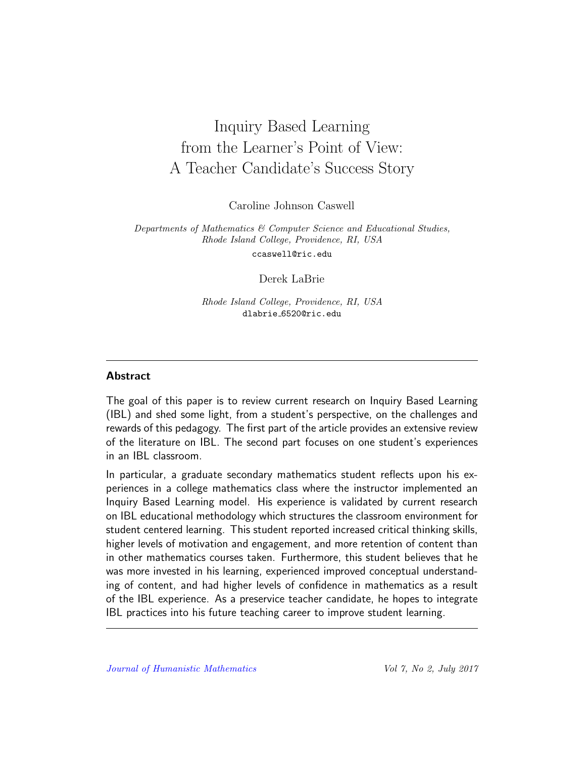# Inquiry Based Learning from the Learner's Point of View: A Teacher Candidate's Success Story

Caroline Johnson Caswell

*Departments of Mathematics & Computer Science and Educational Studies, Rhode Island College, Providence, RI, USA*

ccaswell@ric.edu

Derek LaBrie

*Rhode Island College, Providence, RI, USA*

dlabrie_6520@ric.edu

---

## Abstract

The goal of this paper is to review current research on Inquiry Based Learning (IBL) and shed some light, from a student's perspective, on the challenges and rewards of this pedagogy. The first part of the article provides an extensive review of the literature on IBL. The second part focuses on one student's experiences in an IBL classroom.

In particular, a graduate secondary mathematics student reflects upon his experiences in a college mathematics class where the instructor implemented an Inquiry Based Learning model. His experience is validated by current research on IBL educational methodology which structures the classroom environment for student centered learning. This student reported increased critical thinking skills, higher levels of motivation and engagement, and more retention of content than in other mathematics courses taken. Furthermore, this student believes that he was more invested in his learning, experienced improved conceptual understanding of content, and had higher levels of confidence in mathematics as a result of the IBL experience. As a preservice teacher candidate, he hopes to integrate IBL practices into his future teaching career to improve student learning.

---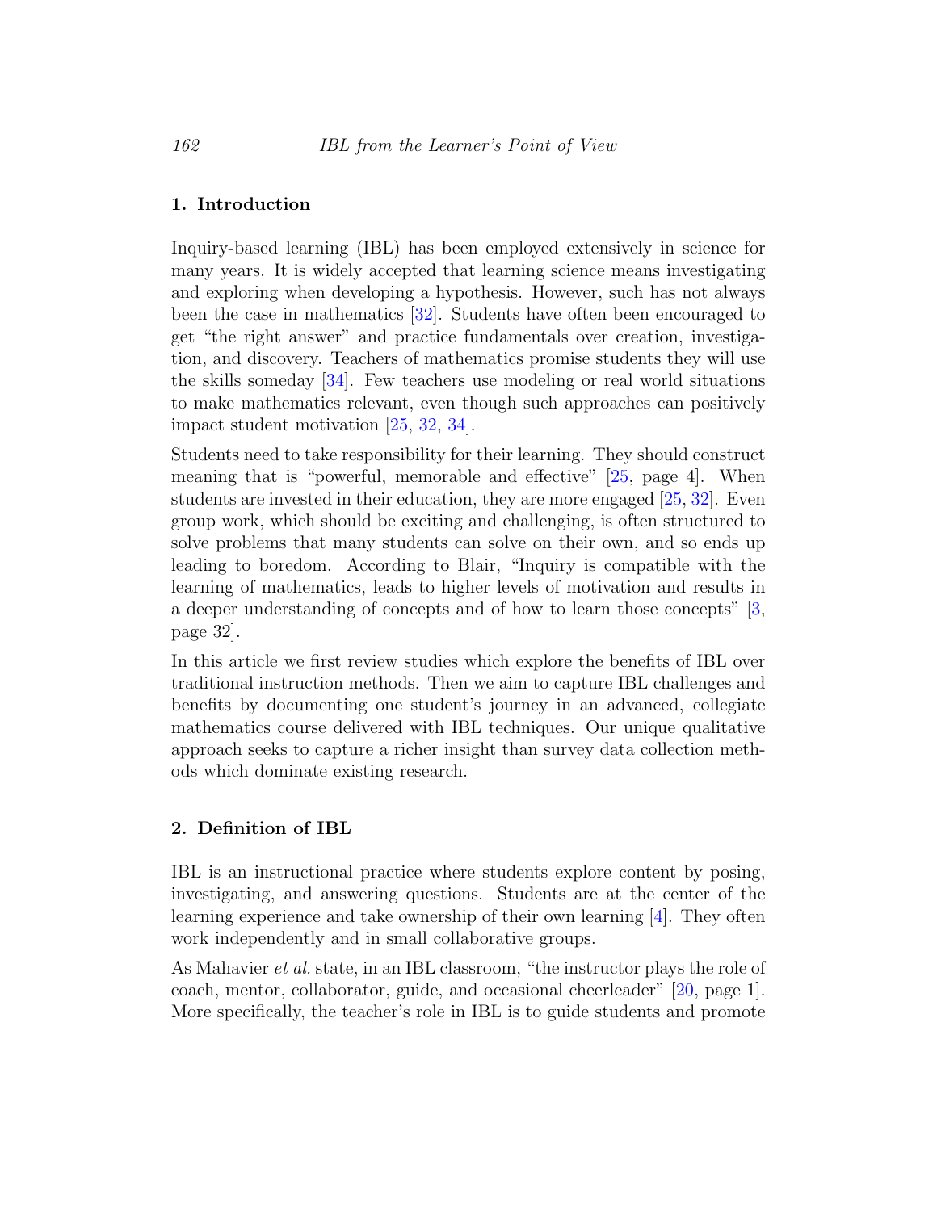## 1. Introduction

Inquiry-based learning (IBL) has been employed extensively in science for many years. It is widely accepted that learning science means investigating and exploring when developing a hypothesis. However, such has not always been the case in mathematics [32]. Students have often been encouraged to get "the right answer" and practice fundamentals over creation, investigation, and discovery. Teachers of mathematics promise students they will use the skills someday [34]. Few teachers use modeling or real world situations to make mathematics relevant, even though such approaches can positively impact student motivation [25, 32, 34].

Students need to take responsibility for their learning. They should construct meaning that is "powerful, memorable and effective" [25, page 4]. When students are invested in their education, they are more engaged [25, 32]. Even group work, which should be exciting and challenging, is often structured to solve problems that many students can solve on their own, and so ends up leading to boredom. According to Blair, "Inquiry is compatible with the learning of mathematics, leads to higher levels of motivation and results in a deeper understanding of concepts and of how to learn those concepts" [3, page 32].

In this article we first review studies which explore the benefits of IBL over traditional instruction methods. Then we aim to capture IBL challenges and benefits by documenting one student's journey in an advanced, collegiate mathematics course delivered with IBL techniques. Our unique qualitative approach seeks to capture a richer insight than survey data collection methods which dominate existing research.

## 2. Definition of IBL

IBL is an instructional practice where students explore content by posing, investigating, and answering questions. Students are at the center of the learning experience and take ownership of their own learning [4]. They often work independently and in small collaborative groups.

As Mahavier *et al.* state, in an IBL classroom, "the instructor plays the role of coach, mentor, collaborator, guide, and occasional cheerleader" [20, page 1]. More specifically, the teacher's role in IBL is to guide students and promote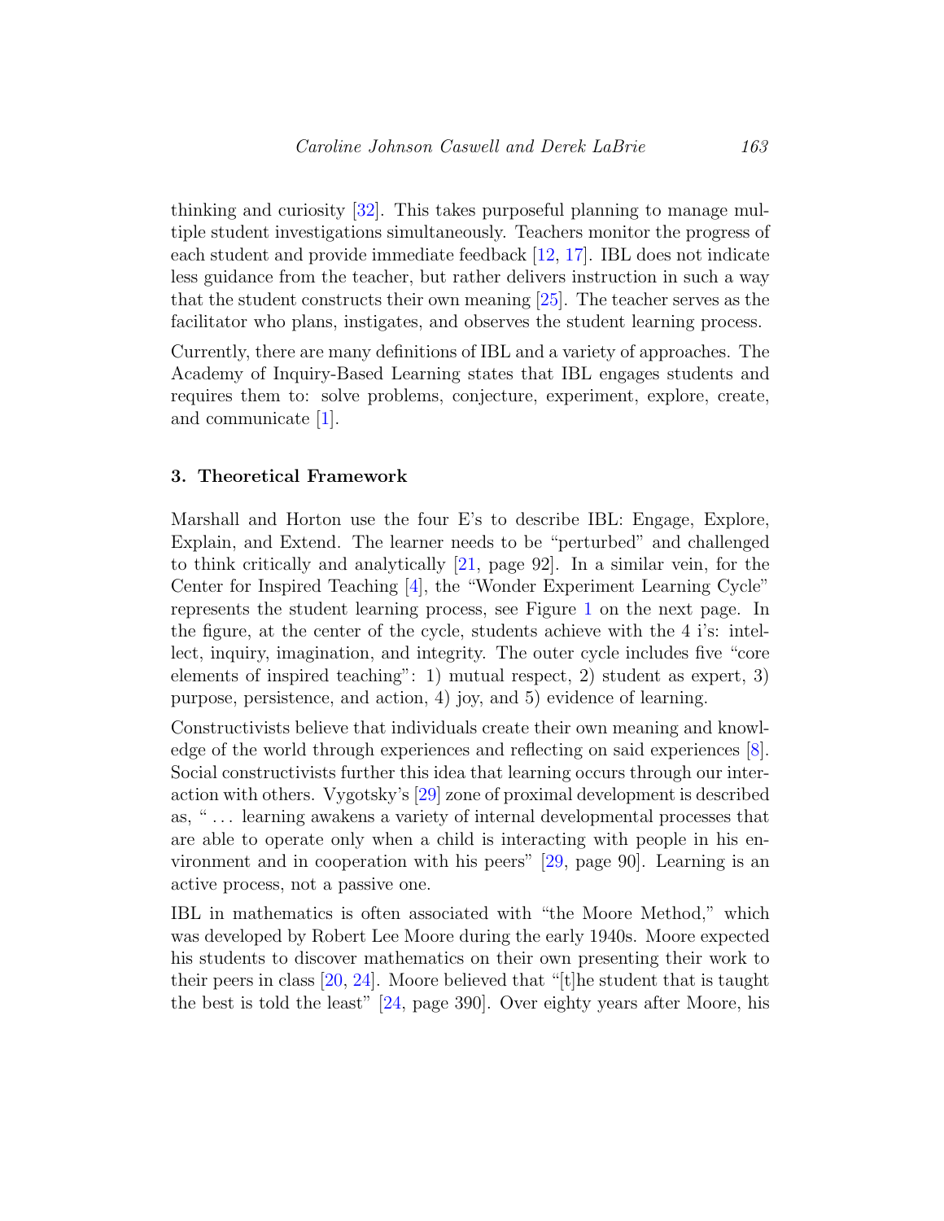thinking and curiosity [32]. This takes purposeful planning to manage multiple student investigations simultaneously. Teachers monitor the progress of each student and provide immediate feedback [12, 17]. IBL does not indicate less guidance from the teacher, but rather delivers instruction in such a way that the student constructs their own meaning [25]. The teacher serves as the facilitator who plans, instigates, and observes the student learning process.

Currently, there are many definitions of IBL and a variety of approaches. The Academy of Inquiry-Based Learning states that IBL engages students and requires them to: solve problems, conjecture, experiment, explore, create, and communicate [1].

### 3. Theoretical Framework

Marshall and Horton use the four E's to describe IBL: Engage, Explore, Explain, and Extend. The learner needs to be "perturbed" and challenged to think critically and analytically [21, page 92]. In a similar vein, for the Center for Inspired Teaching [4], the "Wonder Experiment Learning Cycle" represents the student learning process, see Figure 1 on the next page. In the figure, at the center of the cycle, students achieve with the 4 i's: intellect, inquiry, imagination, and integrity. The outer cycle includes five "core elements of inspired teaching": 1) mutual respect, 2) student as expert, 3) purpose, persistence, and action, 4) joy, and 5) evidence of learning.

Constructivists believe that individuals create their own meaning and knowledge of the world through experiences and reflecting on said experiences [8]. Social constructivists further this idea that learning occurs through our interaction with others. Vygotsky's [29] zone of proximal development is described as, " ... learning awakens a variety of internal developmental processes that are able to operate only when a child is interacting with people in his environment and in cooperation with his peers" [29, page 90]. Learning is an active process, not a passive one.

IBL in mathematics is often associated with "the Moore Method," which was developed by Robert Lee Moore during the early 1940s. Moore expected his students to discover mathematics on their own presenting their work to their peers in class [20, 24]. Moore believed that "[t]he student that is taught the best is told the least" [24, page 390]. Over eighty years after Moore, his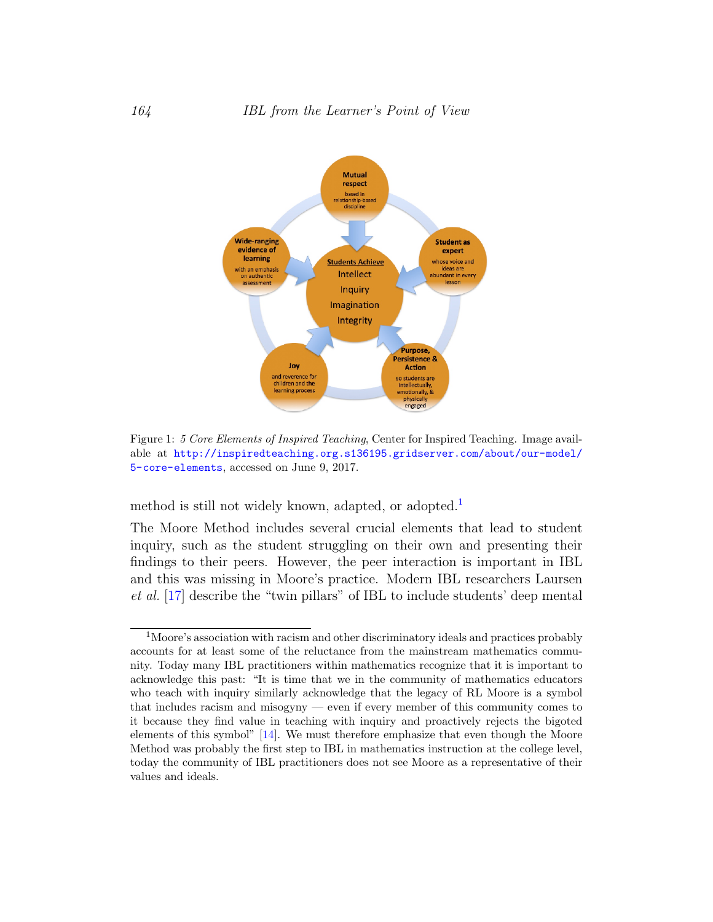Figure 1: *5 Core Elements of Inspired Teaching*, Center for Inspired Teaching. Image available at http://inspiredteaching.org.s136195.gridserver.com/about/our-model/5-core-elements, accessed on June 9, 2017.

method is still not widely known, adapted, or adopted.[1]

The Moore Method includes several crucial elements that lead to student inquiry, such as the student struggling on their own and presenting their findings to their peers. However, the peer interaction is important in IBL and this was missing in Moore's practice. Modern IBL researchers Laursen *et al.* [17] describe the "twin pillars" of IBL to include students' deep mental

---

[1] Moore's association with racism and other discriminatory ideals and practices probably accounts for at least some of the reluctance from the mainstream mathematics community. Today many IBL practitioners within mathematics recognize that it is important to acknowledge this past: "It is time that we in the community of mathematics educators who teach with inquiry similarly acknowledge that the legacy of RL Moore is a symbol that includes racism and misogyny — even if every member of this community comes to it because they find value in teaching with inquiry and proactively rejects the bigoted elements of this symbol" [14]. We must therefore emphasize that even though the Moore Method was probably the first step to IBL in mathematics instruction at the college level, today the community of IBL practitioners does not see Moore as a representative of their values and ideals.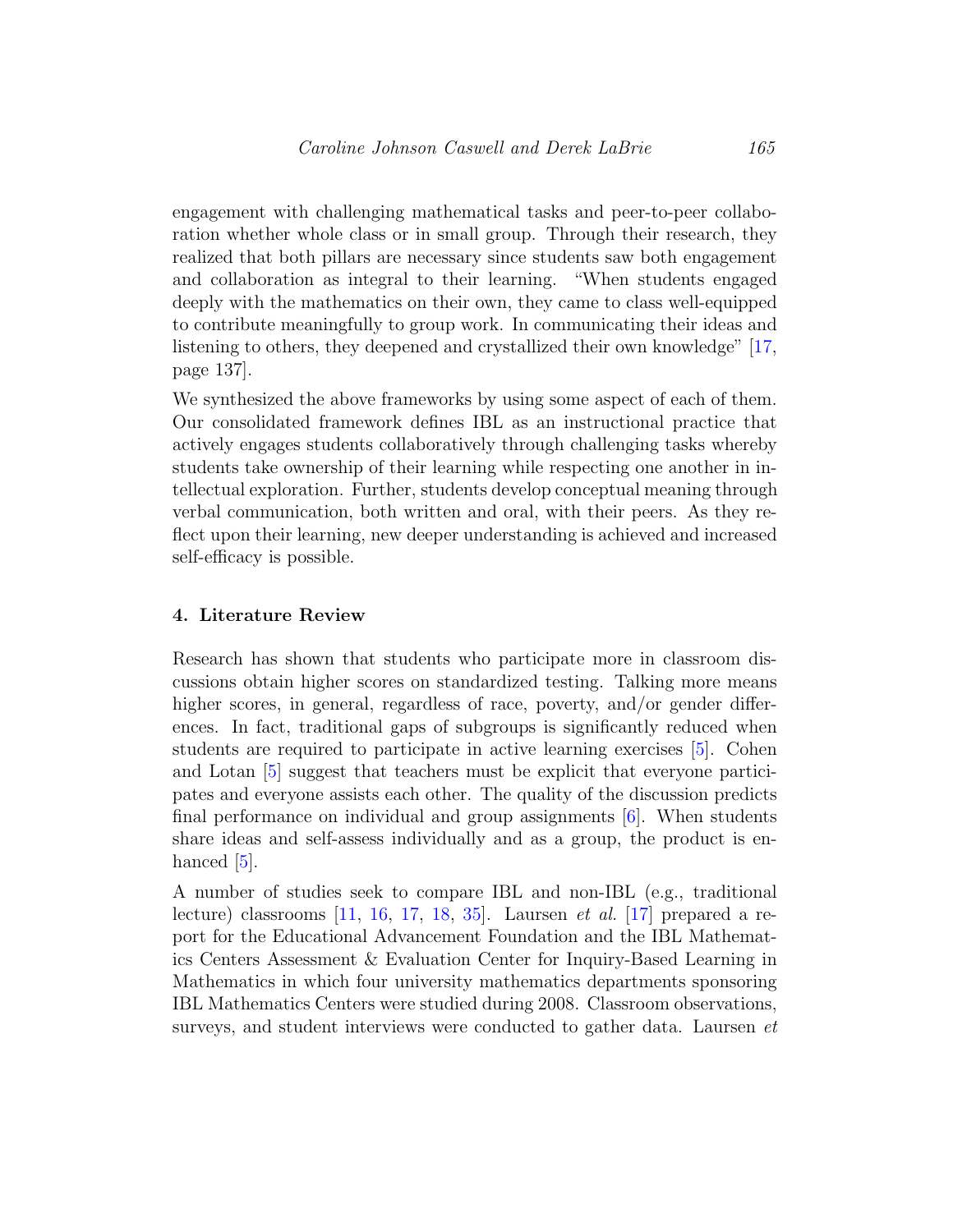engagement with challenging mathematical tasks and peer-to-peer collaboration whether whole class or in small group. Through their research, they realized that both pillars are necessary since students saw both engagement and collaboration as integral to their learning. "When students engaged deeply with the mathematics on their own, they came to class well-equipped to contribute meaningfully to group work. In communicating their ideas and listening to others, they deepened and crystallized their own knowledge" [17, page 137].

We synthesized the above frameworks by using some aspect of each of them. Our consolidated framework defines IBL as an instructional practice that actively engages students collaboratively through challenging tasks whereby students take ownership of their learning while respecting one another in intellectual exploration. Further, students develop conceptual meaning through verbal communication, both written and oral, with their peers. As they reflect upon their learning, new deeper understanding is achieved and increased self-efficacy is possible.

## 4. Literature Review

Research has shown that students who participate more in classroom discussions obtain higher scores on standardized testing. Talking more means higher scores, in general, regardless of race, poverty, and/or gender differences. In fact, traditional gaps of subgroups is significantly reduced when students are required to participate in active learning exercises [5]. Cohen and Lotan [5] suggest that teachers must be explicit that everyone participates and everyone assists each other. The quality of the discussion predicts final performance on individual and group assignments [6]. When students share ideas and self-assess individually and as a group, the product is enhanced [5].

A number of studies seek to compare IBL and non-IBL (e.g., traditional lecture) classrooms [11, 16, 17, 18, 35]. Laursen *et al.* [17] prepared a report for the Educational Advancement Foundation and the IBL Mathematics Centers Assessment & Evaluation Center for Inquiry-Based Learning in Mathematics in which four university mathematics departments sponsoring IBL Mathematics Centers were studied during 2008. Classroom observations, surveys, and student interviews were conducted to gather data. Laursen *et*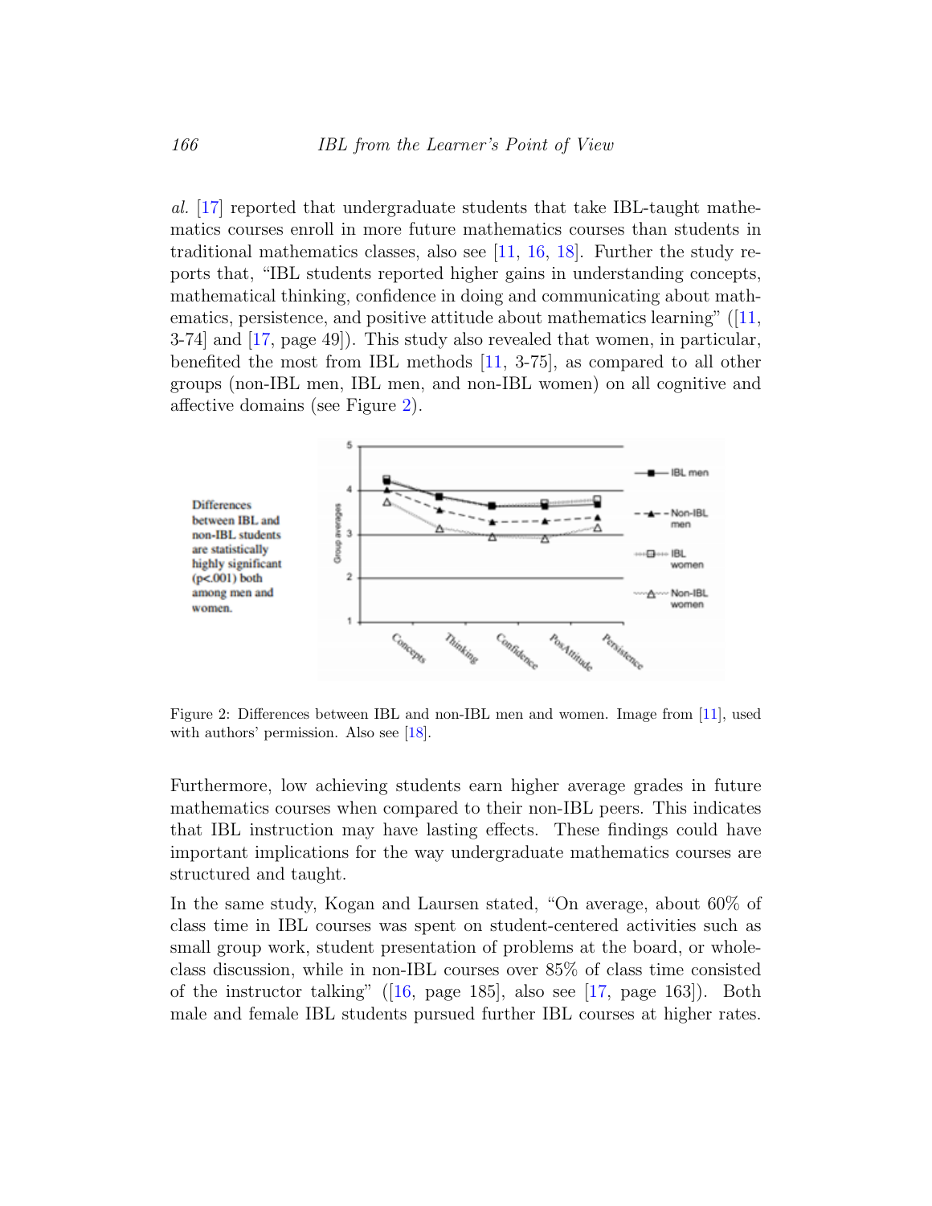*al.* [17] reported that undergraduate students that take IBL-taught mathematics courses enroll in more future mathematics courses than students in traditional mathematics classes, also see [11, 16, 18]. Further the study reports that, "IBL students reported higher gains in understanding concepts, mathematical thinking, confidence in doing and communicating about mathematics, persistence, and positive attitude about mathematics learning" ([11, 3-74] and [17, page 49]). This study also revealed that women, in particular, benefited the most from IBL methods [11, 3-75], as compared to all other groups (non-IBL men, IBL men, and non-IBL women) on all cognitive and affective domains (see Figure 2).

Differences between IBL and non-IBL students are statistically highly significant (p<.001) both among men and women.

Figure 2: Differences between IBL and non-IBL men and women. Image from [11], used with authors' permission. Also see [18].

Furthermore, low achieving students earn higher average grades in future mathematics courses when compared to their non-IBL peers. This indicates that IBL instruction may have lasting effects. These findings could have important implications for the way undergraduate mathematics courses are structured and taught.

In the same study, Kogan and Laursen stated, "On average, about 60% of class time in IBL courses was spent on student-centered activities such as small group work, student presentation of problems at the board, or whole-class discussion, while in non-IBL courses over 85% of class time consisted of the instructor talking" ([16, page 185], also see [17, page 163]). Both male and female IBL students pursued further IBL courses at higher rates.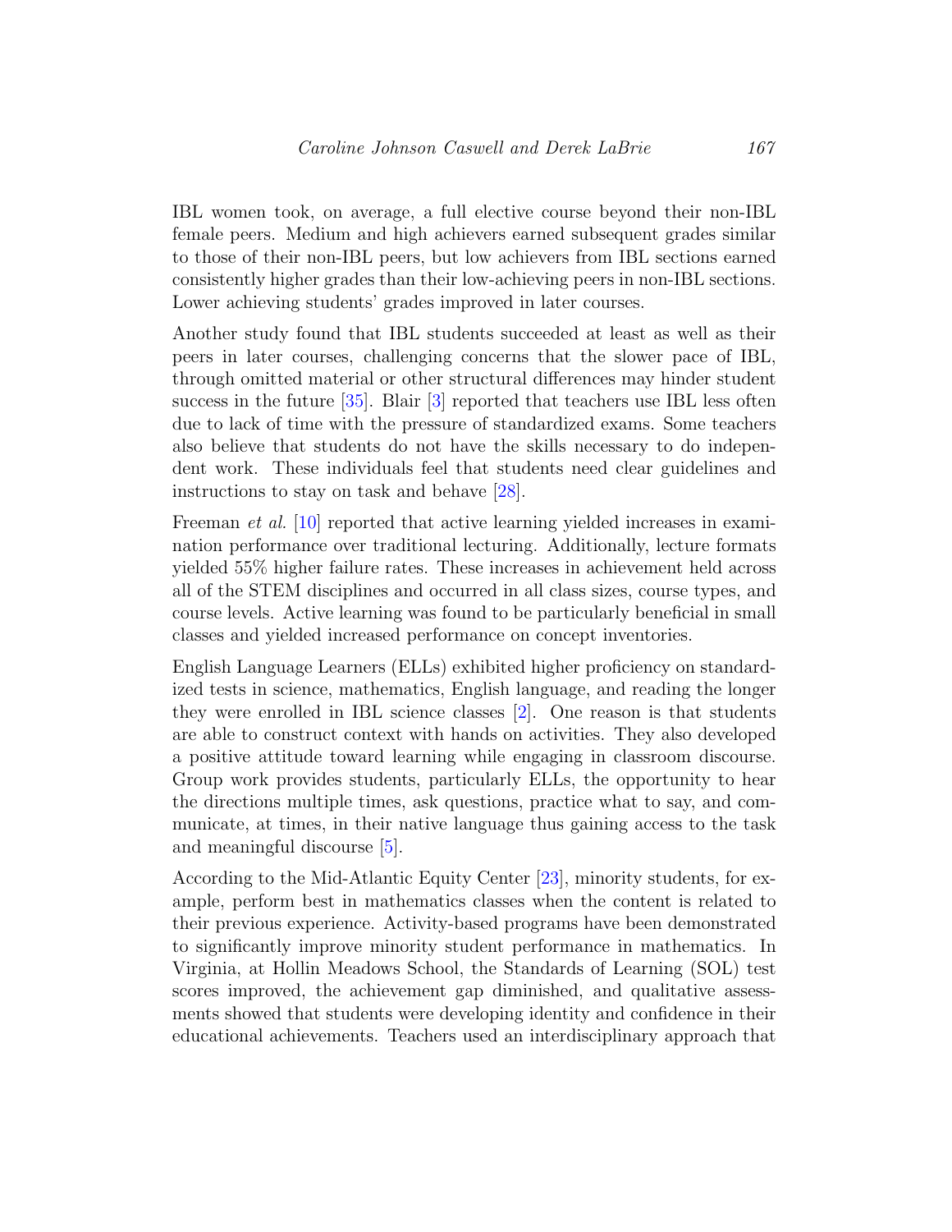IBL women took, on average, a full elective course beyond their non-IBL female peers. Medium and high achievers earned subsequent grades similar to those of their non-IBL peers, but low achievers from IBL sections earned consistently higher grades than their low-achieving peers in non-IBL sections. Lower achieving students' grades improved in later courses.

Another study found that IBL students succeeded at least as well as their peers in later courses, challenging concerns that the slower pace of IBL, through omitted material or other structural differences may hinder student success in the future [35]. Blair [3] reported that teachers use IBL less often due to lack of time with the pressure of standardized exams. Some teachers also believe that students do not have the skills necessary to do independent work. These individuals feel that students need clear guidelines and instructions to stay on task and behave [28].

Freeman *et al.* [10] reported that active learning yielded increases in examination performance over traditional lecturing. Additionally, lecture formats yielded 55% higher failure rates. These increases in achievement held across all of the STEM disciplines and occurred in all class sizes, course types, and course levels. Active learning was found to be particularly beneficial in small classes and yielded increased performance on concept inventories.

English Language Learners (ELLs) exhibited higher proficiency on standardized tests in science, mathematics, English language, and reading the longer they were enrolled in IBL science classes [2]. One reason is that students are able to construct context with hands on activities. They also developed a positive attitude toward learning while engaging in classroom discourse. Group work provides students, particularly ELLs, the opportunity to hear the directions multiple times, ask questions, practice what to say, and communicate, at times, in their native language thus gaining access to the task and meaningful discourse [5].

According to the Mid-Atlantic Equity Center [23], minority students, for example, perform best in mathematics classes when the content is related to their previous experience. Activity-based programs have been demonstrated to significantly improve minority student performance in mathematics. In Virginia, at Hollin Meadows School, the Standards of Learning (SOL) test scores improved, the achievement gap diminished, and qualitative assessments showed that students were developing identity and confidence in their educational achievements. Teachers used an interdisciplinary approach that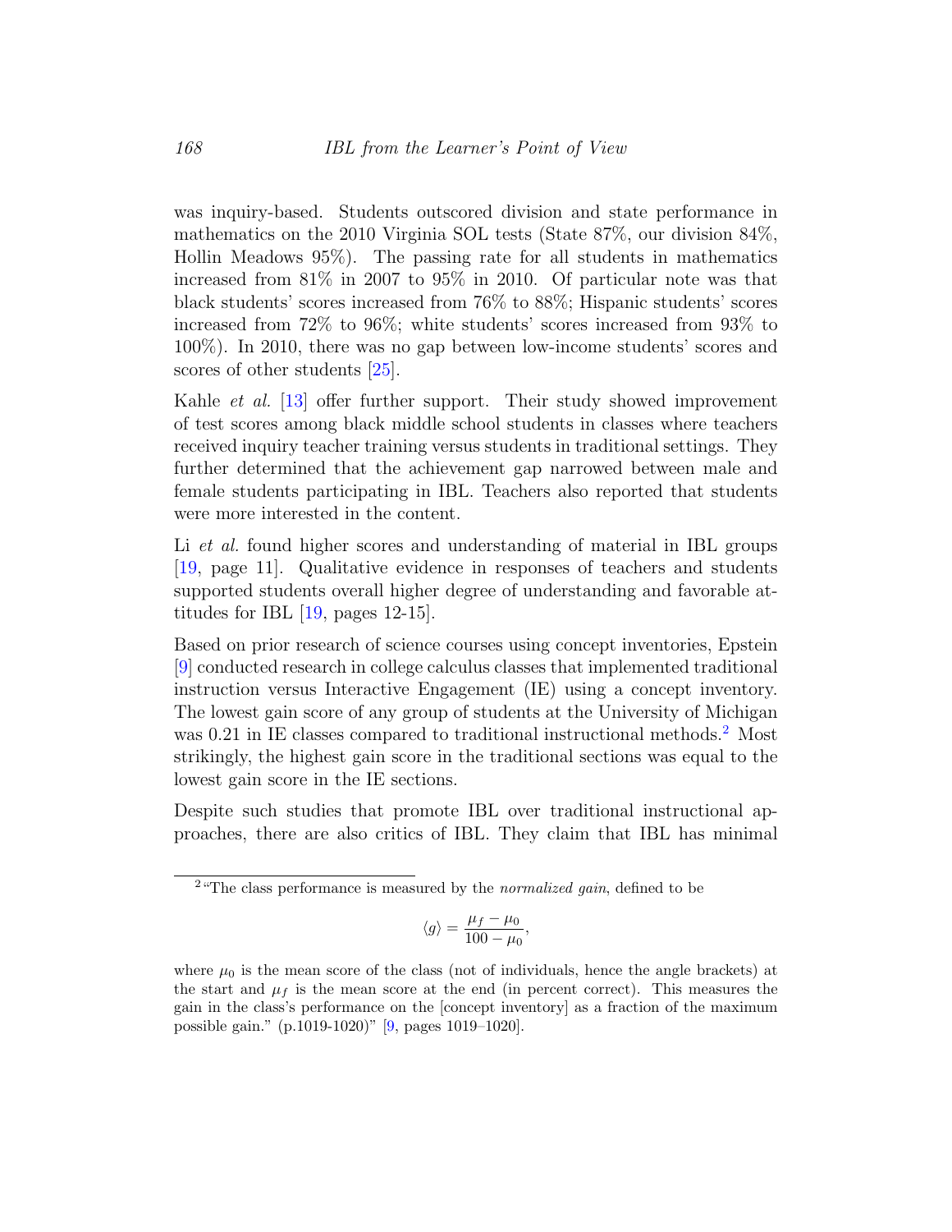was inquiry-based. Students outscored division and state performance in mathematics on the 2010 Virginia SOL tests (State 87%, our division 84%, Hollin Meadows 95%). The passing rate for all students in mathematics increased from 81% in 2007 to 95% in 2010. Of particular note was that black students' scores increased from 76% to 88%; Hispanic students' scores increased from 72% to 96%; white students' scores increased from 93% to 100%). In 2010, there was no gap between low-income students' scores and scores of other students [25].

Kahle *et al.* [13] offer further support. Their study showed improvement of test scores among black middle school students in classes where teachers received inquiry teacher training versus students in traditional settings. They further determined that the achievement gap narrowed between male and female students participating in IBL. Teachers also reported that students were more interested in the content.

Li *et al.* found higher scores and understanding of material in IBL groups [19, page 11]. Qualitative evidence in responses of teachers and students supported students overall higher degree of understanding and favorable attitudes for IBL [19, pages 12-15].

Based on prior research of science courses using concept inventories, Epstein [9] conducted research in college calculus classes that implemented traditional instruction versus Interactive Engagement (IE) using a concept inventory. The lowest gain score of any group of students at the University of Michigan was 0.21 in IE classes compared to traditional instructional methods.[2] Most strikingly, the highest gain score in the traditional sections was equal to the lowest gain score in the IE sections.

Despite such studies that promote IBL over traditional instructional approaches, there are also critics of IBL. They claim that IBL has minimal

---

[2] "The class performance is measured by the *normalized gain*, defined to be

$$\langle g \rangle = \frac{\mu_f - \mu_0}{100 - \mu_0},$$

where $\mu_0$ is the mean score of the class (not of individuals, hence the angle brackets) at the start and $\mu_f$ is the mean score at the end (in percent correct). This measures the gain in the class's performance on the [concept inventory] as a fraction of the maximum possible gain." (p.1019-1020)" [9, pages 1019–1020].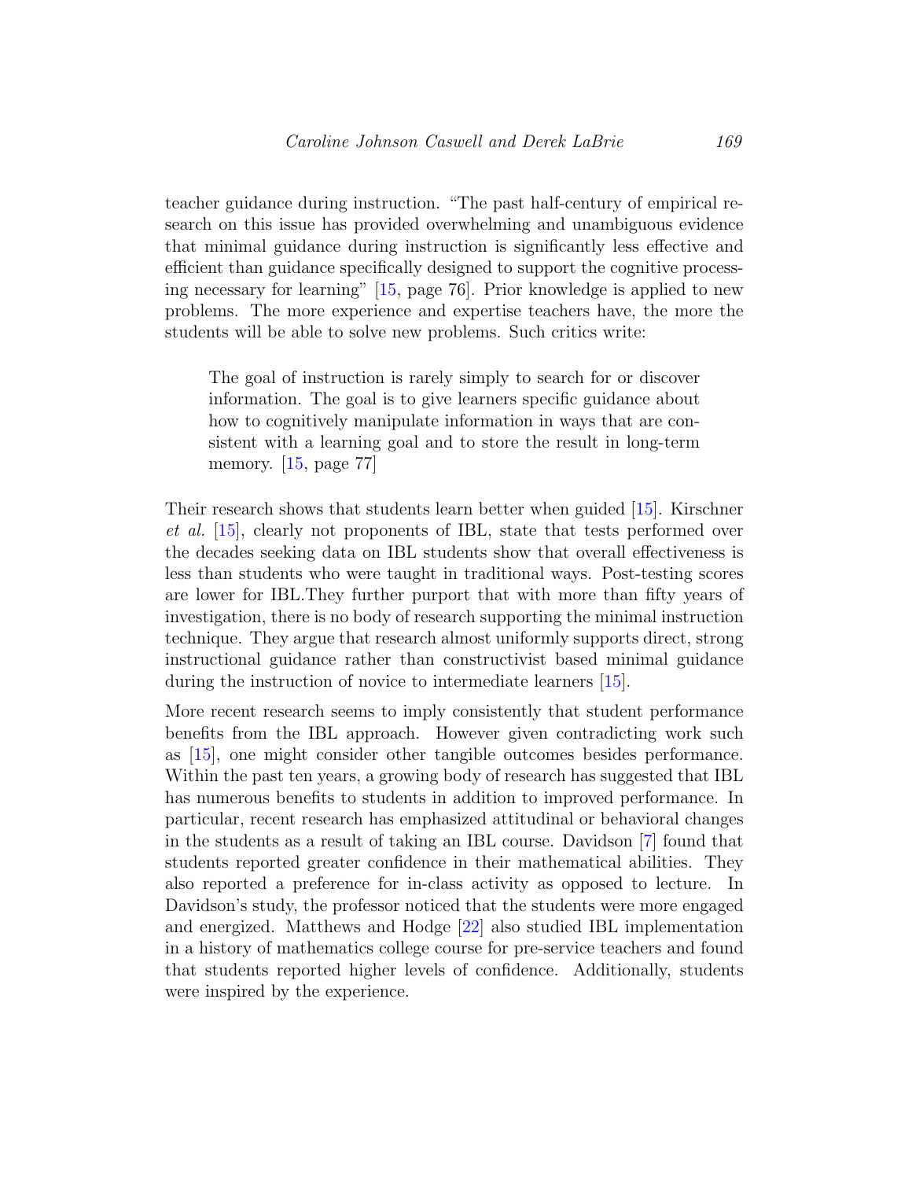teacher guidance during instruction. "The past half-century of empirical research on this issue has provided overwhelming and unambiguous evidence that minimal guidance during instruction is significantly less effective and efficient than guidance specifically designed to support the cognitive processing necessary for learning" [15, page 76]. Prior knowledge is applied to new problems. The more experience and expertise teachers have, the more the students will be able to solve new problems. Such critics write:

> The goal of instruction is rarely simply to search for or discover information. The goal is to give learners specific guidance about how to cognitively manipulate information in ways that are consistent with a learning goal and to store the result in long-term memory. [15, page 77]

Their research shows that students learn better when guided [15]. Kirschner *et al.* [15], clearly not proponents of IBL, state that tests performed over the decades seeking data on IBL students show that overall effectiveness is less than students who were taught in traditional ways. Post-testing scores are lower for IBL.They further purport that with more than fifty years of investigation, there is no body of research supporting the minimal instruction technique. They argue that research almost uniformly supports direct, strong instructional guidance rather than constructivist based minimal guidance during the instruction of novice to intermediate learners [15].

More recent research seems to imply consistently that student performance benefits from the IBL approach. However given contradicting work such as [15], one might consider other tangible outcomes besides performance. Within the past ten years, a growing body of research has suggested that IBL has numerous benefits to students in addition to improved performance. In particular, recent research has emphasized attitudinal or behavioral changes in the students as a result of taking an IBL course. Davidson [7] found that students reported greater confidence in their mathematical abilities. They also reported a preference for in-class activity as opposed to lecture. In Davidson's study, the professor noticed that the students were more engaged and energized. Matthews and Hodge [22] also studied IBL implementation in a history of mathematics college course for pre-service teachers and found that students reported higher levels of confidence. Additionally, students were inspired by the experience.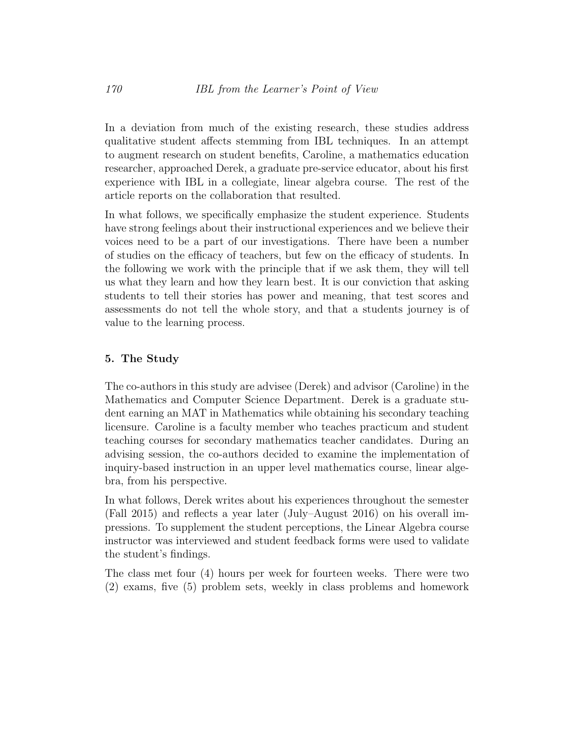In a deviation from much of the existing research, these studies address qualitative student affects stemming from IBL techniques. In an attempt to augment research on student benefits, Caroline, a mathematics education researcher, approached Derek, a graduate pre-service educator, about his first experience with IBL in a collegiate, linear algebra course. The rest of the article reports on the collaboration that resulted.

In what follows, we specifically emphasize the student experience. Students have strong feelings about their instructional experiences and we believe their voices need to be a part of our investigations. There have been a number of studies on the efficacy of teachers, but few on the efficacy of students. In the following we work with the principle that if we ask them, they will tell us what they learn and how they learn best. It is our conviction that asking students to tell their stories has power and meaning, that test scores and assessments do not tell the whole story, and that a students journey is of value to the learning process.

## 5. The Study

The co-authors in this study are advisee (Derek) and advisor (Caroline) in the Mathematics and Computer Science Department. Derek is a graduate student earning an MAT in Mathematics while obtaining his secondary teaching licensure. Caroline is a faculty member who teaches practicum and student teaching courses for secondary mathematics teacher candidates. During an advising session, the co-authors decided to examine the implementation of inquiry-based instruction in an upper level mathematics course, linear algebra, from his perspective.

In what follows, Derek writes about his experiences throughout the semester (Fall 2015) and reflects a year later (July–August 2016) on his overall impressions. To supplement the student perceptions, the Linear Algebra course instructor was interviewed and student feedback forms were used to validate the student's findings.

The class met four (4) hours per week for fourteen weeks. There were two (2) exams, five (5) problem sets, weekly in class problems and homework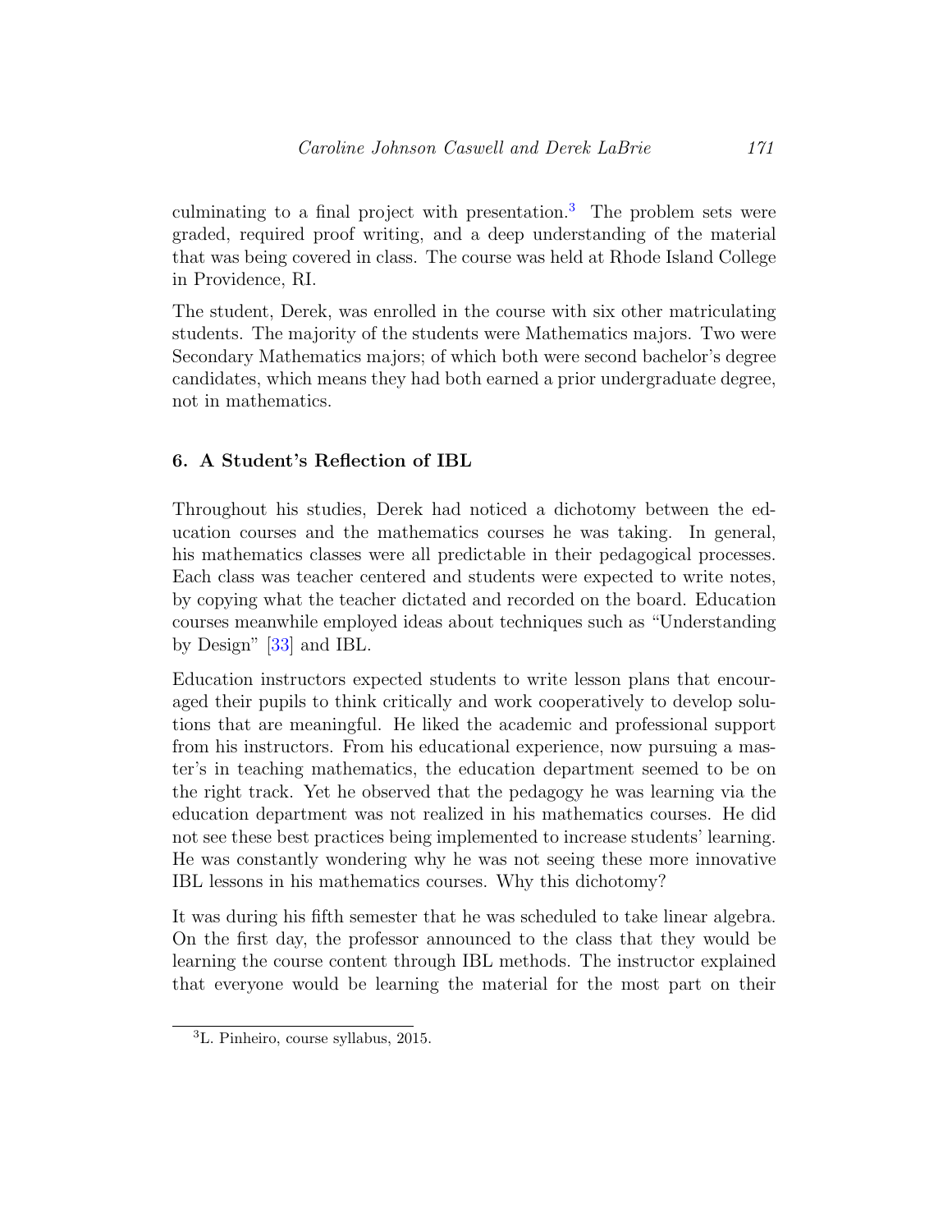culminating to a final project with presentation.[3] The problem sets were graded, required proof writing, and a deep understanding of the material that was being covered in class. The course was held at Rhode Island College in Providence, RI.

The student, Derek, was enrolled in the course with six other matriculating students. The majority of the students were Mathematics majors. Two were Secondary Mathematics majors; of which both were second bachelor's degree candidates, which means they had both earned a prior undergraduate degree, not in mathematics.

## 6. A Student's Reflection of IBL

Throughout his studies, Derek had noticed a dichotomy between the education courses and the mathematics courses he was taking. In general, his mathematics classes were all predictable in their pedagogical processes. Each class was teacher centered and students were expected to write notes, by copying what the teacher dictated and recorded on the board. Education courses meanwhile employed ideas about techniques such as "Understanding by Design" [33] and IBL.

Education instructors expected students to write lesson plans that encouraged their pupils to think critically and work cooperatively to develop solutions that are meaningful. He liked the academic and professional support from his instructors. From his educational experience, now pursuing a master's in teaching mathematics, the education department seemed to be on the right track. Yet he observed that the pedagogy he was learning via the education department was not realized in his mathematics courses. He did not see these best practices being implemented to increase students' learning. He was constantly wondering why he was not seeing these more innovative IBL lessons in his mathematics courses. Why this dichotomy?

It was during his fifth semester that he was scheduled to take linear algebra. On the first day, the professor announced to the class that they would be learning the course content through IBL methods. The instructor explained that everyone would be learning the material for the most part on their

[3] L. Pinheiro, course syllabus, 2015.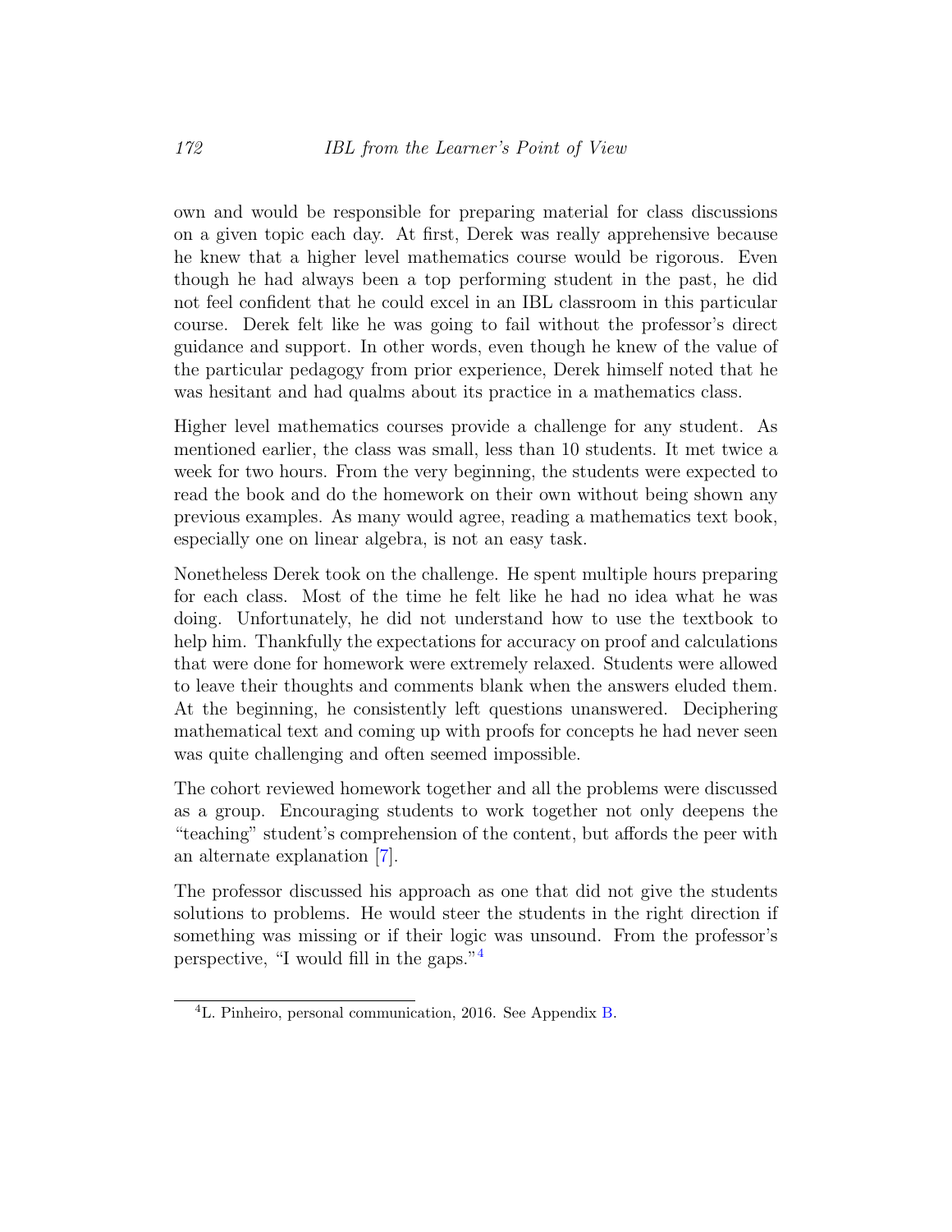own and would be responsible for preparing material for class discussions on a given topic each day. At first, Derek was really apprehensive because he knew that a higher level mathematics course would be rigorous. Even though he had always been a top performing student in the past, he did not feel confident that he could excel in an IBL classroom in this particular course. Derek felt like he was going to fail without the professor's direct guidance and support. In other words, even though he knew of the value of the particular pedagogy from prior experience, Derek himself noted that he was hesitant and had qualms about its practice in a mathematics class.

Higher level mathematics courses provide a challenge for any student. As mentioned earlier, the class was small, less than 10 students. It met twice a week for two hours. From the very beginning, the students were expected to read the book and do the homework on their own without being shown any previous examples. As many would agree, reading a mathematics text book, especially one on linear algebra, is not an easy task.

Nonetheless Derek took on the challenge. He spent multiple hours preparing for each class. Most of the time he felt like he had no idea what he was doing. Unfortunately, he did not understand how to use the textbook to help him. Thankfully the expectations for accuracy on proof and calculations that were done for homework were extremely relaxed. Students were allowed to leave their thoughts and comments blank when the answers eluded them. At the beginning, he consistently left questions unanswered. Deciphering mathematical text and coming up with proofs for concepts he had never seen was quite challenging and often seemed impossible.

The cohort reviewed homework together and all the problems were discussed as a group. Encouraging students to work together not only deepens the "teaching" student's comprehension of the content, but affords the peer with an alternate explanation [7].

The professor discussed his approach as one that did not give the students solutions to problems. He would steer the students in the right direction if something was missing or if their logic was unsound. From the professor's perspective, "I would fill in the gaps."[4]

[4] L. Pinheiro, personal communication, 2016. See Appendix B.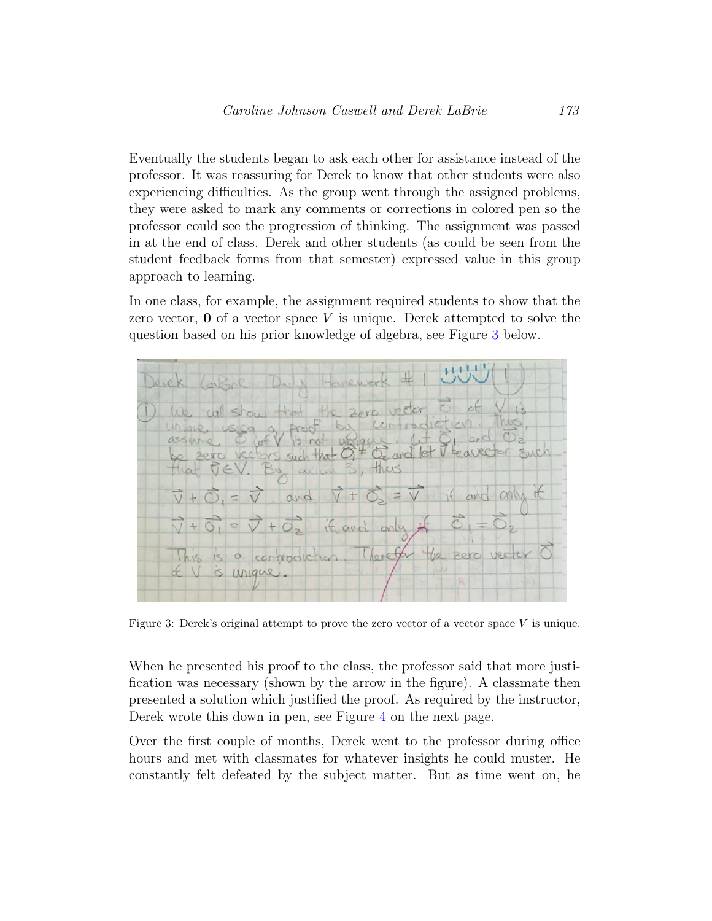Eventually the students began to ask each other for assistance instead of the professor. It was reassuring for Derek to know that other students were also experiencing difficulties. As the group went through the assigned problems, they were asked to mark any comments or corrections in colored pen so the professor could see the progression of thinking. The assignment was passed in at the end of class. Derek and other students (as could be seen from the student feedback forms from that semester) expressed value in this group approach to learning.

In one class, for example, the assignment required students to show that the zero vector, **0** of a vector space $V$ is unique. Derek attempted to solve the question based on his prior knowledge of algebra, see Figure 3 below.

Derek LaBrie Daily Homework #1

① We will show that the zero vector $\vec{0}$ of $V$ is unique, using a proof by contradiction. Thus, assume $\vec{0}$ of $V$ is not unique. Let $\vec{0}_1$ and $\vec{0}_2$ be zero vectors such that $\vec{0}_1 \neq \vec{0}_2$ and let $\vec{v}$ be a vector such that $\vec{v} \in V$. By axiom 3, thus

$\vec{v} + \vec{0}_1 = \vec{v}$ and $\vec{v} + \vec{0}_2 = \vec{v}$ if and only if

$\vec{v} + \vec{0}_1 = \vec{v} + \vec{0}_2$ if and only if $\vec{0}_1 = \vec{0}_2$

This is a contradiction. Therefor the zero vector $\vec{0}$ of $V$ is unique.

Figure 3: Derek's original attempt to prove the zero vector of a vector space $V$ is unique.

When he presented his proof to the class, the professor said that more justification was necessary (shown by the arrow in the figure). A classmate then presented a solution which justified the proof. As required by the instructor, Derek wrote this down in pen, see Figure 4 on the next page.

Over the first couple of months, Derek went to the professor during office hours and met with classmates for whatever insights he could muster. He constantly felt defeated by the subject matter. But as time went on, he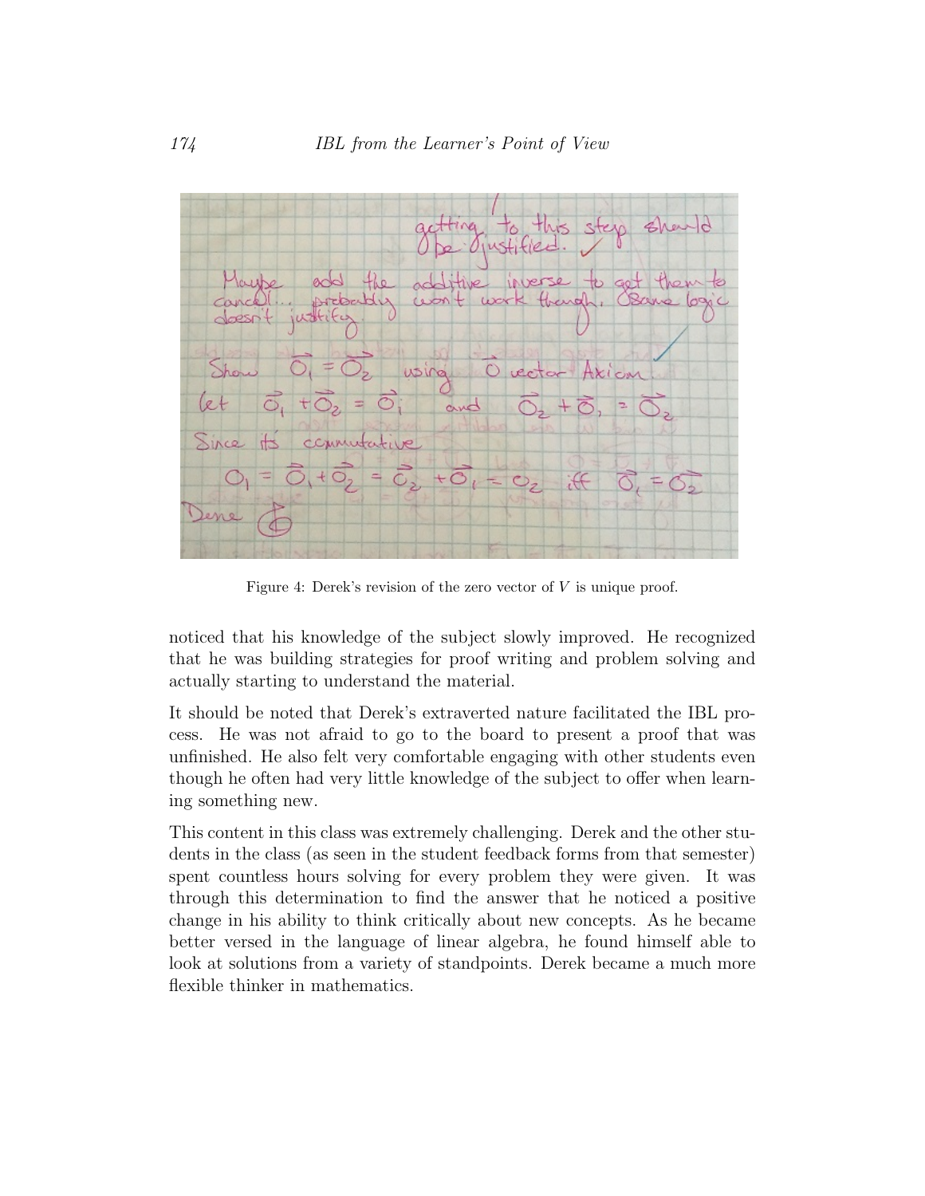getting to this step should be justified. ✓

Maybe add the additive inverse to get them to cancel... probably won't work though. Same logic doesn't justify.

Show $\vec{O}_1 = \vec{O}_2$ using $\vec{O}$ vector Axiom

let $\vec{O}_1 + \vec{O}_2 = \vec{O}_1$ and $\vec{O}_2 + \vec{O}_1 = \vec{O}_2$

Since its commutative

$O_1 = \vec{O}_1 + \vec{O}_2 = \vec{O}_2 + \vec{O}_1 = O_2$ iff $\vec{O}_1 = \vec{O}_2$

Done

Figure 4: Derek's revision of the zero vector of $V$ is unique proof.

noticed that his knowledge of the subject slowly improved. He recognized that he was building strategies for proof writing and problem solving and actually starting to understand the material.

It should be noted that Derek's extraverted nature facilitated the IBL process. He was not afraid to go to the board to present a proof that was unfinished. He also felt very comfortable engaging with other students even though he often had very little knowledge of the subject to offer when learning something new.

This content in this class was extremely challenging. Derek and the other students in the class (as seen in the student feedback forms from that semester) spent countless hours solving for every problem they were given. It was through this determination to find the answer that he noticed a positive change in his ability to think critically about new concepts. As he became better versed in the language of linear algebra, he found himself able to look at solutions from a variety of standpoints. Derek became a much more flexible thinker in mathematics.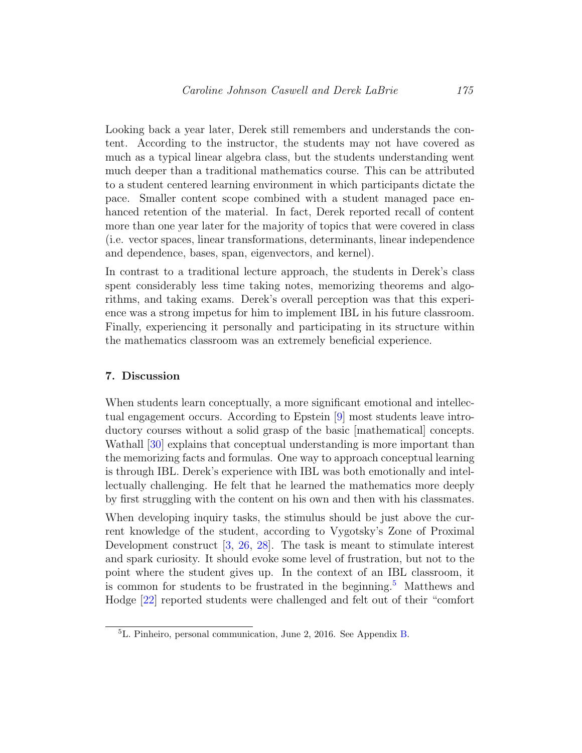Looking back a year later, Derek still remembers and understands the content. According to the instructor, the students may not have covered as much as a typical linear algebra class, but the students understanding went much deeper than a traditional mathematics course. This can be attributed to a student centered learning environment in which participants dictate the pace. Smaller content scope combined with a student managed pace enhanced retention of the material. In fact, Derek reported recall of content more than one year later for the majority of topics that were covered in class (i.e. vector spaces, linear transformations, determinants, linear independence and dependence, bases, span, eigenvectors, and kernel).

In contrast to a traditional lecture approach, the students in Derek's class spent considerably less time taking notes, memorizing theorems and algorithms, and taking exams. Derek's overall perception was that this experience was a strong impetus for him to implement IBL in his future classroom. Finally, experiencing it personally and participating in its structure within the mathematics classroom was an extremely beneficial experience.

## 7. Discussion

When students learn conceptually, a more significant emotional and intellectual engagement occurs. According to Epstein [9] most students leave introductory courses without a solid grasp of the basic [mathematical] concepts. Wathall [30] explains that conceptual understanding is more important than the memorizing facts and formulas. One way to approach conceptual learning is through IBL. Derek's experience with IBL was both emotionally and intellectually challenging. He felt that he learned the mathematics more deeply by first struggling with the content on his own and then with his classmates.

When developing inquiry tasks, the stimulus should be just above the current knowledge of the student, according to Vygotsky's Zone of Proximal Development construct [3, 26, 28]. The task is meant to stimulate interest and spark curiosity. It should evoke some level of frustration, but not to the point where the student gives up. In the context of an IBL classroom, it is common for students to be frustrated in the beginning.[5] Matthews and Hodge [22] reported students were challenged and felt out of their "comfort

[5] L. Pinheiro, personal communication, June 2, 2016. See Appendix B.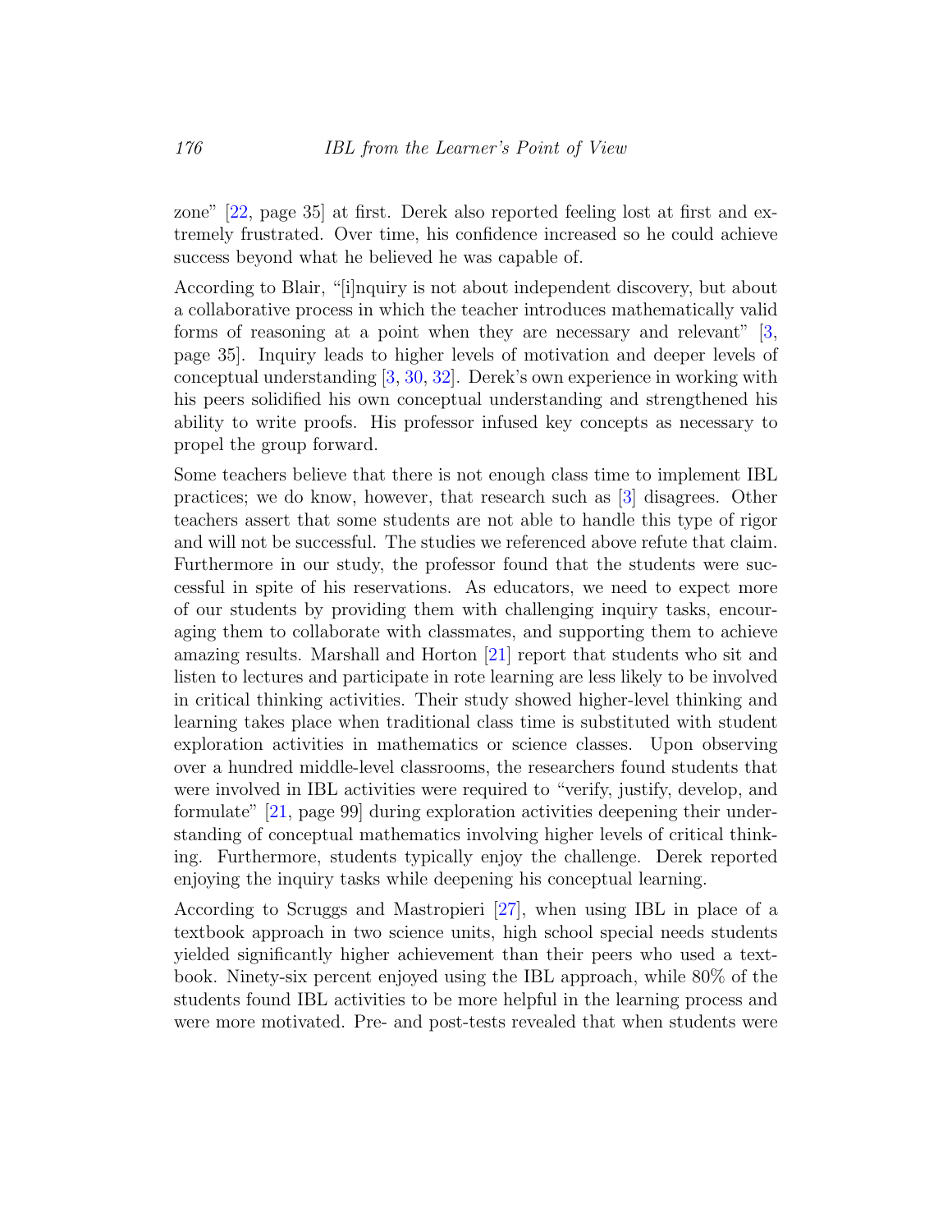zone" [22, page 35] at first. Derek also reported feeling lost at first and extremely frustrated. Over time, his confidence increased so he could achieve success beyond what he believed he was capable of.

According to Blair, "[i]nquiry is not about independent discovery, but about a collaborative process in which the teacher introduces mathematically valid forms of reasoning at a point when they are necessary and relevant" [3, page 35]. Inquiry leads to higher levels of motivation and deeper levels of conceptual understanding [3, 30, 32]. Derek's own experience in working with his peers solidified his own conceptual understanding and strengthened his ability to write proofs. His professor infused key concepts as necessary to propel the group forward.

Some teachers believe that there is not enough class time to implement IBL practices; we do know, however, that research such as [3] disagrees. Other teachers assert that some students are not able to handle this type of rigor and will not be successful. The studies we referenced above refute that claim. Furthermore in our study, the professor found that the students were successful in spite of his reservations. As educators, we need to expect more of our students by providing them with challenging inquiry tasks, encouraging them to collaborate with classmates, and supporting them to achieve amazing results. Marshall and Horton [21] report that students who sit and listen to lectures and participate in rote learning are less likely to be involved in critical thinking activities. Their study showed higher-level thinking and learning takes place when traditional class time is substituted with student exploration activities in mathematics or science classes. Upon observing over a hundred middle-level classrooms, the researchers found students that were involved in IBL activities were required to "verify, justify, develop, and formulate" [21, page 99] during exploration activities deepening their understanding of conceptual mathematics involving higher levels of critical thinking. Furthermore, students typically enjoy the challenge. Derek reported enjoying the inquiry tasks while deepening his conceptual learning.

According to Scruggs and Mastropieri [27], when using IBL in place of a textbook approach in two science units, high school special needs students yielded significantly higher achievement than their peers who used a textbook. Ninety-six percent enjoyed using the IBL approach, while 80% of the students found IBL activities to be more helpful in the learning process and were more motivated. Pre- and post-tests revealed that when students were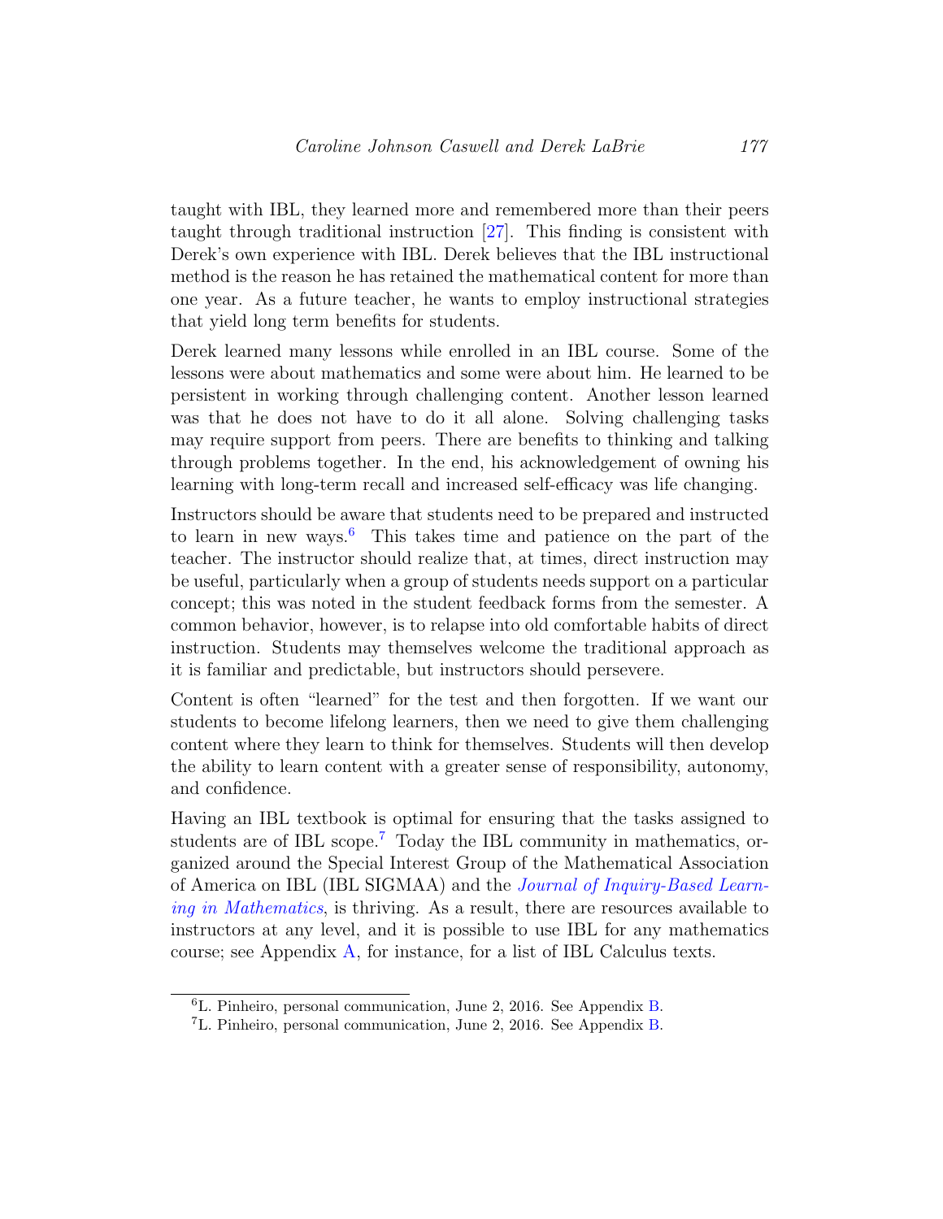taught with IBL, they learned more and remembered more than their peers taught through traditional instruction [27]. This finding is consistent with Derek's own experience with IBL. Derek believes that the IBL instructional method is the reason he has retained the mathematical content for more than one year. As a future teacher, he wants to employ instructional strategies that yield long term benefits for students.

Derek learned many lessons while enrolled in an IBL course. Some of the lessons were about mathematics and some were about him. He learned to be persistent in working through challenging content. Another lesson learned was that he does not have to do it all alone. Solving challenging tasks may require support from peers. There are benefits to thinking and talking through problems together. In the end, his acknowledgement of owning his learning with long-term recall and increased self-efficacy was life changing.

Instructors should be aware that students need to be prepared and instructed to learn in new ways.[6] This takes time and patience on the part of the teacher. The instructor should realize that, at times, direct instruction may be useful, particularly when a group of students needs support on a particular concept; this was noted in the student feedback forms from the semester. A common behavior, however, is to relapse into old comfortable habits of direct instruction. Students may themselves welcome the traditional approach as it is familiar and predictable, but instructors should persevere.

Content is often "learned" for the test and then forgotten. If we want our students to become lifelong learners, then we need to give them challenging content where they learn to think for themselves. Students will then develop the ability to learn content with a greater sense of responsibility, autonomy, and confidence.

Having an IBL textbook is optimal for ensuring that the tasks assigned to students are of IBL scope.[7] Today the IBL community in mathematics, organized around the Special Interest Group of the Mathematical Association of America on IBL (IBL SIGMAA) and the *Journal of Inquiry-Based Learning in Mathematics*, is thriving. As a result, there are resources available to instructors at any level, and it is possible to use IBL for any mathematics course; see Appendix A, for instance, for a list of IBL Calculus texts.

---

[6] L. Pinheiro, personal communication, June 2, 2016. See Appendix B.

[7] L. Pinheiro, personal communication, June 2, 2016. See Appendix B.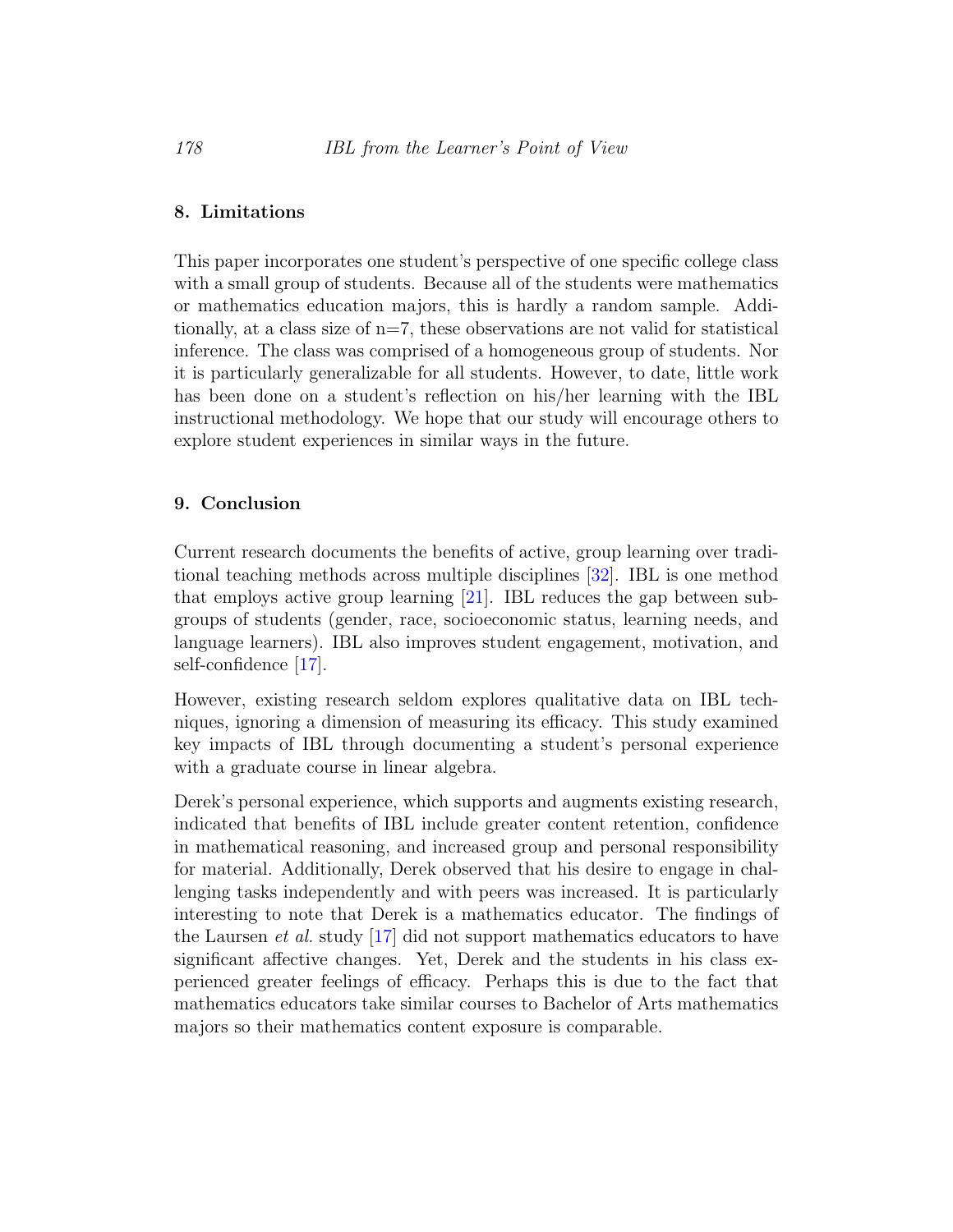## 8. Limitations

This paper incorporates one student's perspective of one specific college class with a small group of students. Because all of the students were mathematics or mathematics education majors, this is hardly a random sample. Additionally, at a class size of n=7, these observations are not valid for statistical inference. The class was comprised of a homogeneous group of students. Nor it is particularly generalizable for all students. However, to date, little work has been done on a student's reflection on his/her learning with the IBL instructional methodology. We hope that our study will encourage others to explore student experiences in similar ways in the future.

## 9. Conclusion

Current research documents the benefits of active, group learning over traditional teaching methods across multiple disciplines [32]. IBL is one method that employs active group learning [21]. IBL reduces the gap between subgroups of students (gender, race, socioeconomic status, learning needs, and language learners). IBL also improves student engagement, motivation, and self-confidence [17].

However, existing research seldom explores qualitative data on IBL techniques, ignoring a dimension of measuring its efficacy. This study examined key impacts of IBL through documenting a student's personal experience with a graduate course in linear algebra.

Derek's personal experience, which supports and augments existing research, indicated that benefits of IBL include greater content retention, confidence in mathematical reasoning, and increased group and personal responsibility for material. Additionally, Derek observed that his desire to engage in challenging tasks independently and with peers was increased. It is particularly interesting to note that Derek is a mathematics educator. The findings of the Laursen *et al.* study [17] did not support mathematics educators to have significant affective changes. Yet, Derek and the students in his class experienced greater feelings of efficacy. Perhaps this is due to the fact that mathematics educators take similar courses to Bachelor of Arts mathematics majors so their mathematics content exposure is comparable.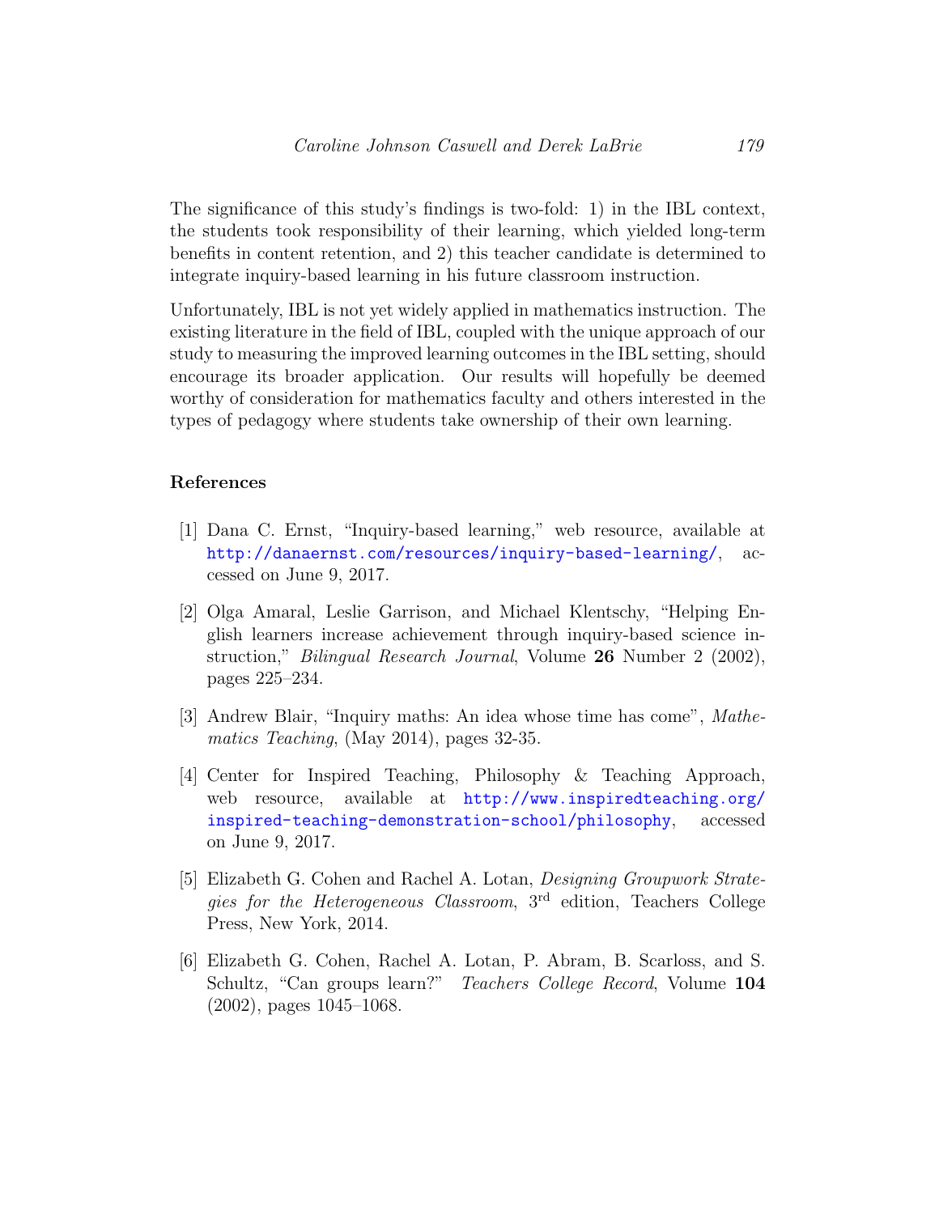The significance of this study's findings is two-fold: 1) in the IBL context, the students took responsibility of their learning, which yielded long-term benefits in content retention, and 2) this teacher candidate is determined to integrate inquiry-based learning in his future classroom instruction.

Unfortunately, IBL is not yet widely applied in mathematics instruction. The existing literature in the field of IBL, coupled with the unique approach of our study to measuring the improved learning outcomes in the IBL setting, should encourage its broader application. Our results will hopefully be deemed worthy of consideration for mathematics faculty and others interested in the types of pedagogy where students take ownership of their own learning.

## References

[1] Dana C. Ernst, "Inquiry-based learning," web resource, available at http://danaernst.com/resources/inquiry-based-learning/, accessed on June 9, 2017.

[2] Olga Amaral, Leslie Garrison, and Michael Klentschy, "Helping English learners increase achievement through inquiry-based science instruction," *Bilingual Research Journal*, Volume **26** Number 2 (2002), pages 225–234.

[3] Andrew Blair, "Inquiry maths: An idea whose time has come", *Mathematics Teaching*, (May 2014), pages 32-35.

[4] Center for Inspired Teaching, Philosophy & Teaching Approach, web resource, available at http://www.inspiredteaching.org/inspired-teaching-demonstration-school/philosophy, accessed on June 9, 2017.

[5] Elizabeth G. Cohen and Rachel A. Lotan, *Designing Groupwork Strategies for the Heterogeneous Classroom*, 3rd edition, Teachers College Press, New York, 2014.

[6] Elizabeth G. Cohen, Rachel A. Lotan, P. Abram, B. Scarloss, and S. Schultz, "Can groups learn?" *Teachers College Record*, Volume **104** (2002), pages 1045–1068.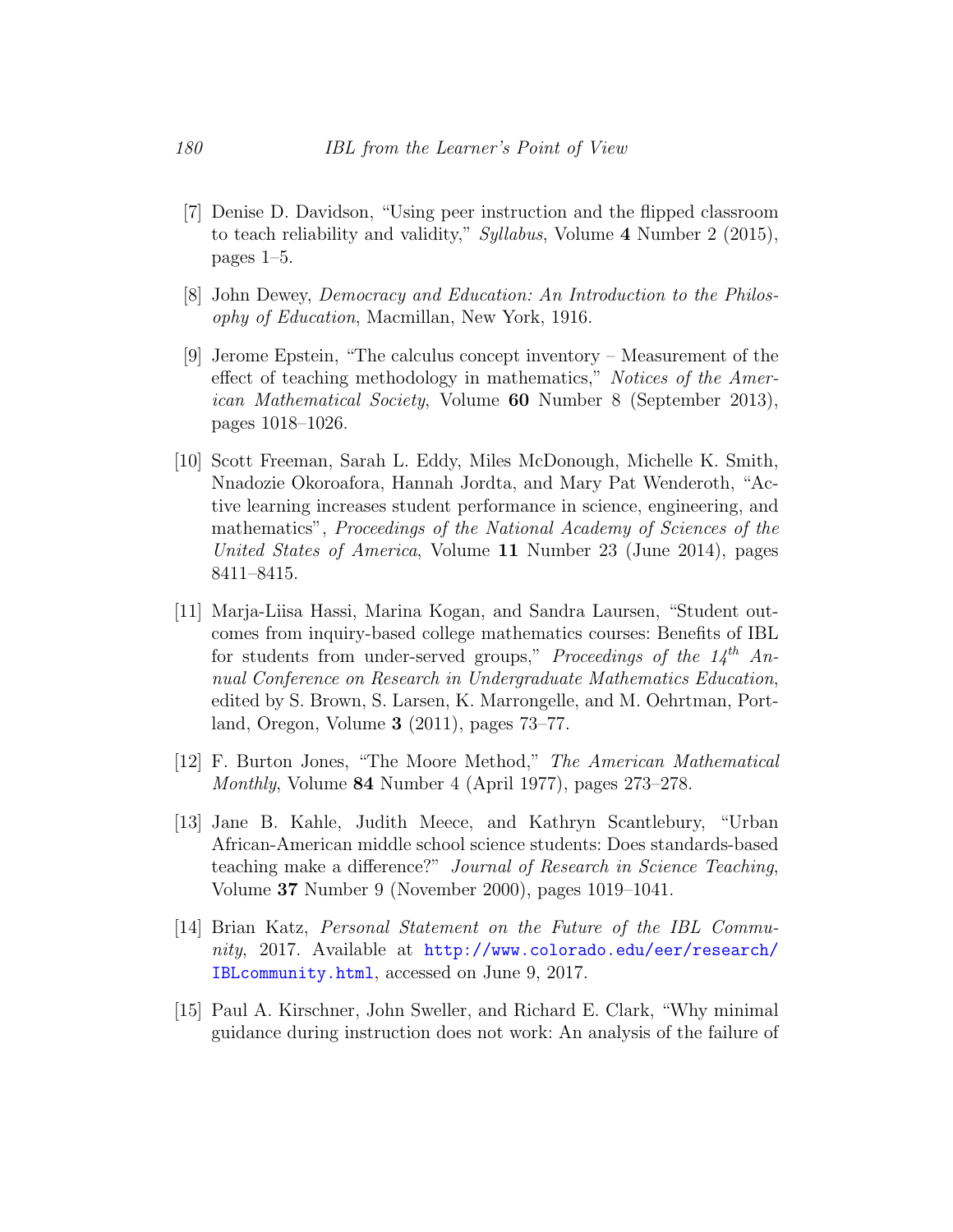[7] Denise D. Davidson, "Using peer instruction and the flipped classroom to teach reliability and validity," *Syllabus*, Volume **4** Number 2 (2015), pages 1–5.

[8] John Dewey, *Democracy and Education: An Introduction to the Philosophy of Education*, Macmillan, New York, 1916.

[9] Jerome Epstein, "The calculus concept inventory – Measurement of the effect of teaching methodology in mathematics," *Notices of the American Mathematical Society*, Volume **60** Number 8 (September 2013), pages 1018–1026.

[10] Scott Freeman, Sarah L. Eddy, Miles McDonough, Michelle K. Smith, Nnadozie Okoroafora, Hannah Jordta, and Mary Pat Wenderoth, "Active learning increases student performance in science, engineering, and mathematics", *Proceedings of the National Academy of Sciences of the United States of America*, Volume **11** Number 23 (June 2014), pages 8411–8415.

[11] Marja-Liisa Hassi, Marina Kogan, and Sandra Laursen, "Student outcomes from inquiry-based college mathematics courses: Benefits of IBL for students from under-served groups," *Proceedings of the 14th Annual Conference on Research in Undergraduate Mathematics Education*, edited by S. Brown, S. Larsen, K. Marrongelle, and M. Oehrtman, Portland, Oregon, Volume **3** (2011), pages 73–77.

[12] F. Burton Jones, "The Moore Method," *The American Mathematical Monthly*, Volume **84** Number 4 (April 1977), pages 273–278.

[13] Jane B. Kahle, Judith Meece, and Kathryn Scantlebury, "Urban African-American middle school science students: Does standards-based teaching make a difference?" *Journal of Research in Science Teaching*, Volume **37** Number 9 (November 2000), pages 1019–1041.

[14] Brian Katz, *Personal Statement on the Future of the IBL Community*, 2017. Available at http://www.colorado.edu/eer/research/IBLcommunity.html, accessed on June 9, 2017.

[15] Paul A. Kirschner, John Sweller, and Richard E. Clark, "Why minimal guidance during instruction does not work: An analysis of the failure of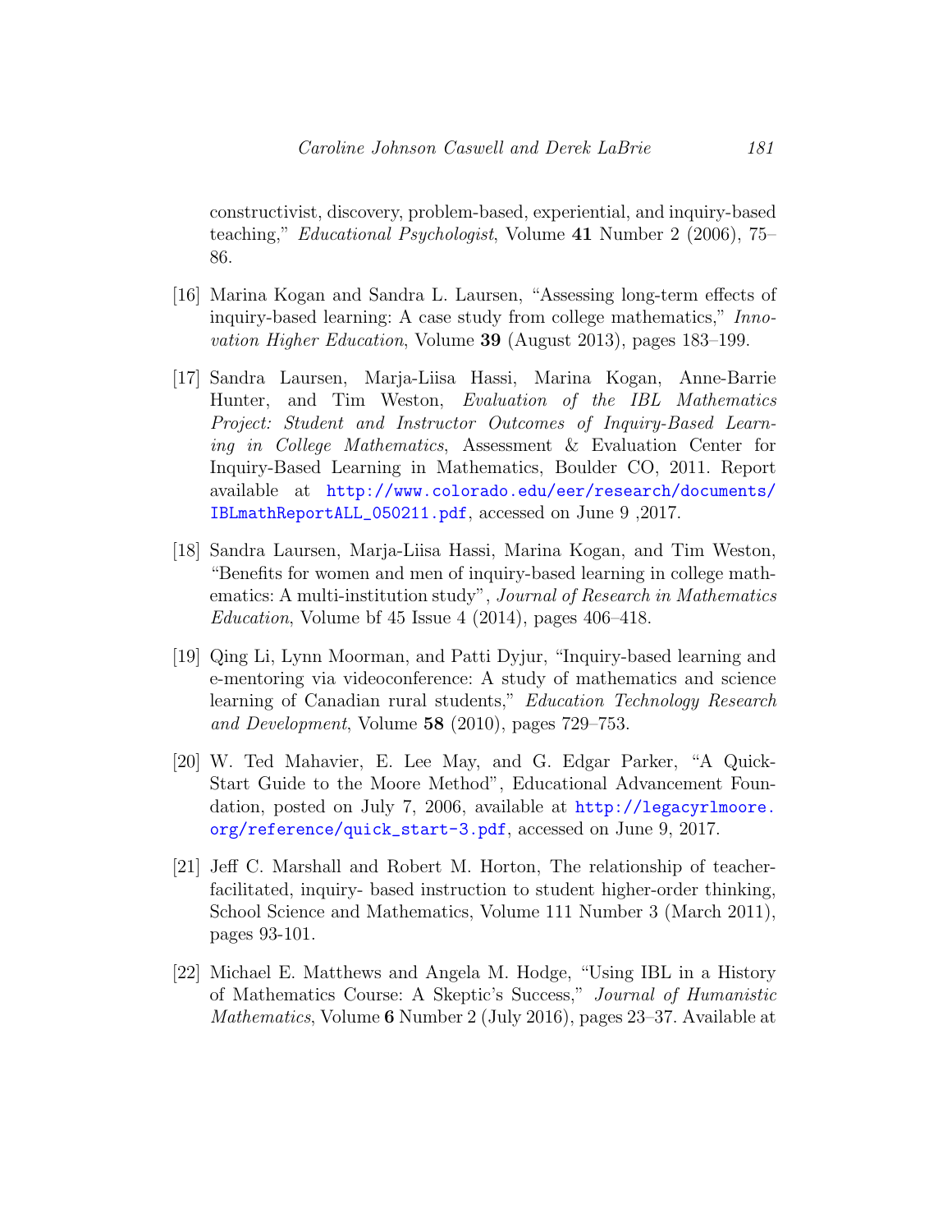constructivist, discovery, problem-based, experiential, and inquiry-based teaching," *Educational Psychologist*, Volume **41** Number 2 (2006), 75–86.

[16] Marina Kogan and Sandra L. Laursen, "Assessing long-term effects of inquiry-based learning: A case study from college mathematics," *Innovation Higher Education*, Volume **39** (August 2013), pages 183–199.

[17] Sandra Laursen, Marja-Liisa Hassi, Marina Kogan, Anne-Barrie Hunter, and Tim Weston, *Evaluation of the IBL Mathematics Project: Student and Instructor Outcomes of Inquiry-Based Learning in College Mathematics*, Assessment & Evaluation Center for Inquiry-Based Learning in Mathematics, Boulder CO, 2011. Report available at http://www.colorado.edu/eer/research/documents/IBLmathReportALL_050211.pdf, accessed on June 9 ,2017.

[18] Sandra Laursen, Marja-Liisa Hassi, Marina Kogan, and Tim Weston, "Benefits for women and men of inquiry-based learning in college mathematics: A multi-institution study", *Journal of Research in Mathematics Education*, Volume bf 45 Issue 4 (2014), pages 406–418.

[19] Qing Li, Lynn Moorman, and Patti Dyjur, "Inquiry-based learning and e-mentoring via videoconference: A study of mathematics and science learning of Canadian rural students," *Education Technology Research and Development*, Volume **58** (2010), pages 729–753.

[20] W. Ted Mahavier, E. Lee May, and G. Edgar Parker, "A Quick-Start Guide to the Moore Method", Educational Advancement Foundation, posted on July 7, 2006, available at http://legacyrlmoore.org/reference/quick_start-3.pdf, accessed on June 9, 2017.

[21] Jeff C. Marshall and Robert M. Horton, The relationship of teacher-facilitated, inquiry- based instruction to student higher-order thinking, School Science and Mathematics, Volume 111 Number 3 (March 2011), pages 93-101.

[22] Michael E. Matthews and Angela M. Hodge, "Using IBL in a History of Mathematics Course: A Skeptic's Success," *Journal of Humanistic Mathematics*, Volume **6** Number 2 (July 2016), pages 23–37. Available at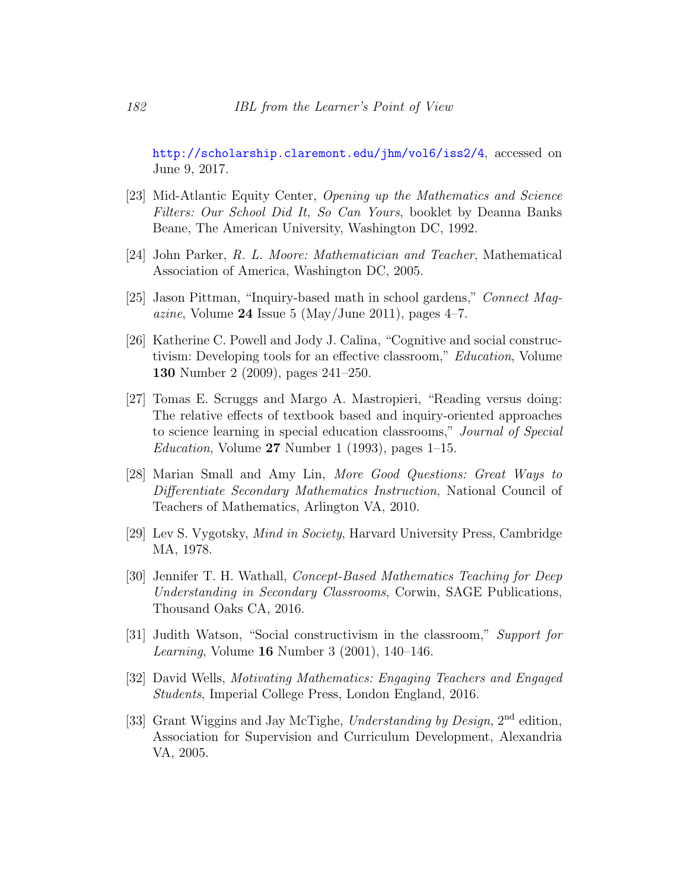http://scholarship.claremont.edu/jhm/vol6/iss2/4, accessed on June 9, 2017.

[23] Mid-Atlantic Equity Center, *Opening up the Mathematics and Science Filters: Our School Did It, So Can Yours*, booklet by Deanna Banks Beane, The American University, Washington DC, 1992.

[24] John Parker, *R. L. Moore: Mathematician and Teacher*, Mathematical Association of America, Washington DC, 2005.

[25] Jason Pittman, "Inquiry-based math in school gardens," *Connect Magazine*, Volume **24** Issue 5 (May/June 2011), pages 4–7.

[26] Katherine C. Powell and Jody J. Calina, "Cognitive and social constructivism: Developing tools for an effective classroom," *Education*, Volume **130** Number 2 (2009), pages 241–250.

[27] Tomas E. Scruggs and Margo A. Mastropieri, "Reading versus doing: The relative effects of textbook based and inquiry-oriented approaches to science learning in special education classrooms," *Journal of Special Education*, Volume **27** Number 1 (1993), pages 1–15.

[28] Marian Small and Amy Lin, *More Good Questions: Great Ways to Differentiate Secondary Mathematics Instruction*, National Council of Teachers of Mathematics, Arlington VA, 2010.

[29] Lev S. Vygotsky, *Mind in Society*, Harvard University Press, Cambridge MA, 1978.

[30] Jennifer T. H. Wathall, *Concept-Based Mathematics Teaching for Deep Understanding in Secondary Classrooms*, Corwin, SAGE Publications, Thousand Oaks CA, 2016.

[31] Judith Watson, "Social constructivism in the classroom," *Support for Learning*, Volume **16** Number 3 (2001), 140–146.

[32] David Wells, *Motivating Mathematics: Engaging Teachers and Engaged Students*, Imperial College Press, London England, 2016.

[33] Grant Wiggins and Jay McTighe, *Understanding by Design*, 2nd edition, Association for Supervision and Curriculum Development, Alexandria VA, 2005.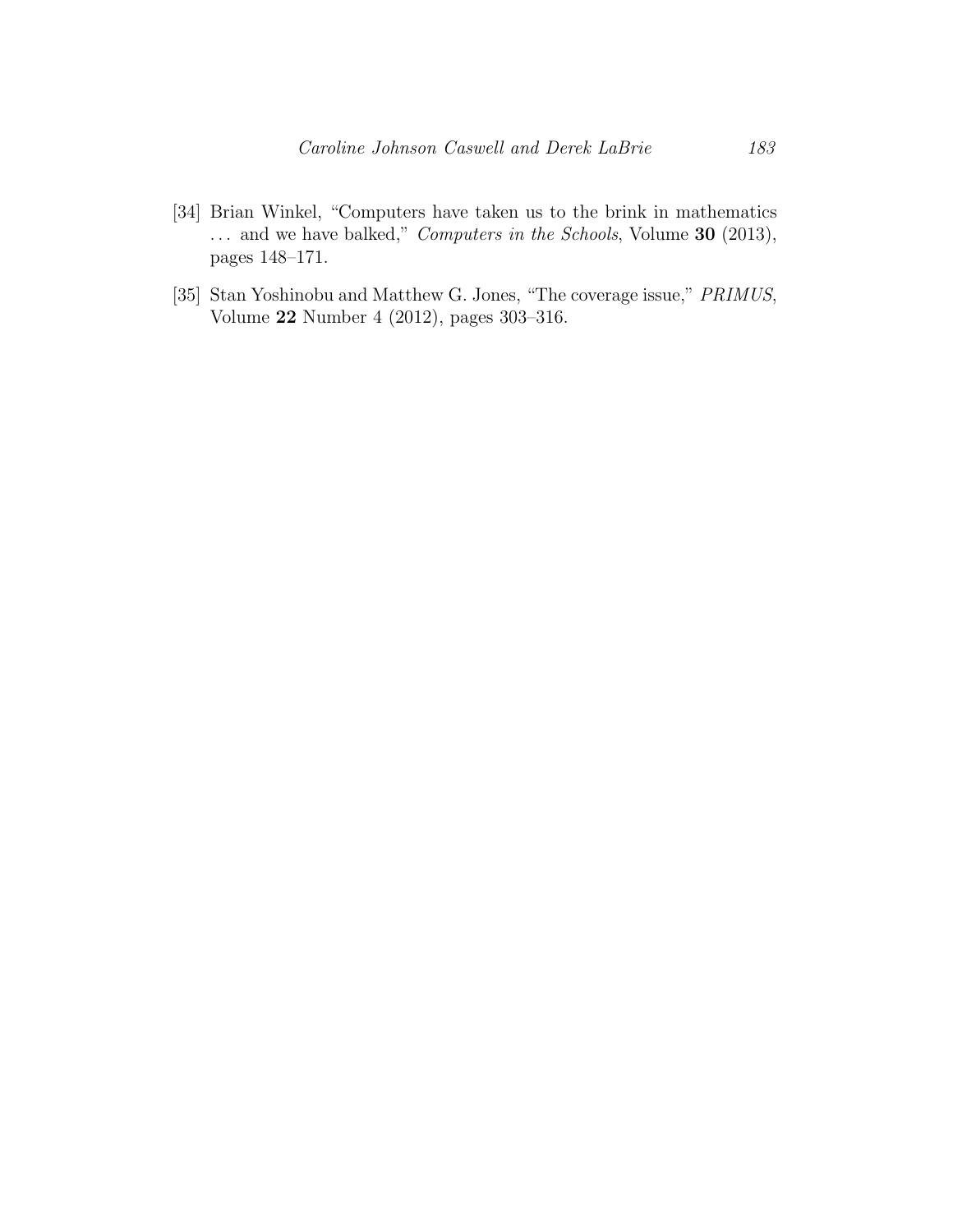[34] Brian Winkel, "Computers have taken us to the brink in mathematics ... and we have balked," *Computers in the Schools*, Volume **30** (2013), pages 148–171.

[35] Stan Yoshinobu and Matthew G. Jones, "The coverage issue," *PRIMUS*, Volume **22** Number 4 (2012), pages 303–316.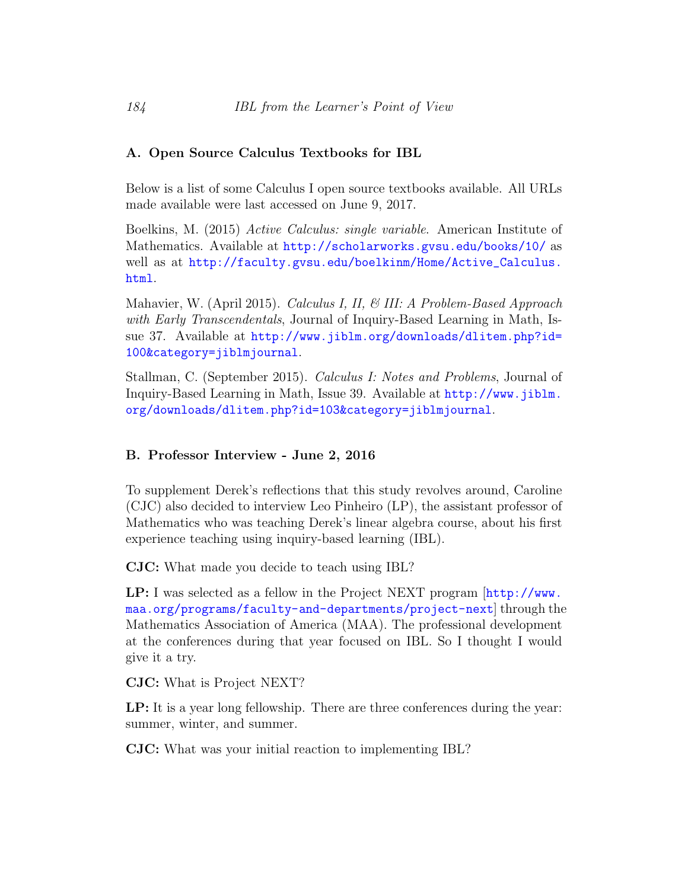## A. Open Source Calculus Textbooks for IBL

Below is a list of some Calculus I open source textbooks available. All URLs made available were last accessed on June 9, 2017.

Boelkins, M. (2015) *Active Calculus: single variable*. American Institute of Mathematics. Available at http://scholarworks.gvsu.edu/books/10/ as well as at http://faculty.gvsu.edu/boelkinm/Home/Active_Calculus.html.

Mahavier, W. (April 2015). *Calculus I, II, & III: A Problem-Based Approach with Early Transcendentals*, Journal of Inquiry-Based Learning in Math, Issue 37. Available at http://www.jiblm.org/downloads/dlitem.php?id=100&category=jiblmjournal.

Stallman, C. (September 2015). *Calculus I: Notes and Problems*, Journal of Inquiry-Based Learning in Math, Issue 39. Available at http://www.jiblm.org/downloads/dlitem.php?id=103&category=jiblmjournal.

## B. Professor Interview - June 2, 2016

To supplement Derek's reflections that this study revolves around, Caroline (CJC) also decided to interview Leo Pinheiro (LP), the assistant professor of Mathematics who was teaching Derek's linear algebra course, about his first experience teaching using inquiry-based learning (IBL).

**CJC:** What made you decide to teach using IBL?

**LP:** I was selected as a fellow in the Project NEXT program [http://www.maa.org/programs/faculty-and-departments/project-next] through the Mathematics Association of America (MAA). The professional development at the conferences during that year focused on IBL. So I thought I would give it a try.

**CJC:** What is Project NEXT?

**LP:** It is a year long fellowship. There are three conferences during the year: summer, winter, and summer.

**CJC:** What was your initial reaction to implementing IBL?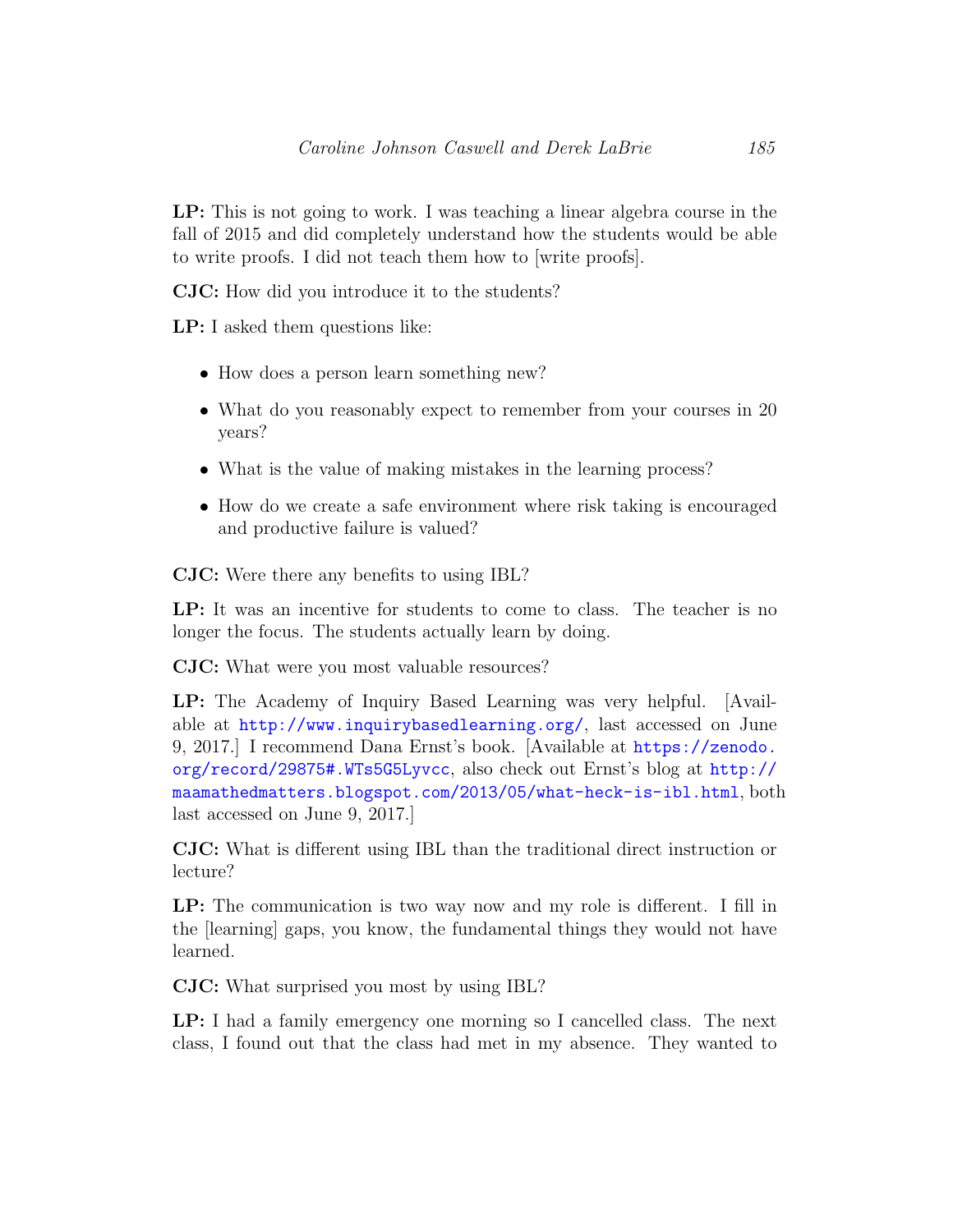**LP:** This is not going to work. I was teaching a linear algebra course in the fall of 2015 and did completely understand how the students would be able to write proofs. I did not teach them how to [write proofs].

**CJC:** How did you introduce it to the students?

**LP:** I asked them questions like:

- How does a person learn something new?
- What do you reasonably expect to remember from your courses in 20 years?
- What is the value of making mistakes in the learning process?
- How do we create a safe environment where risk taking is encouraged and productive failure is valued?

**CJC:** Were there any benefits to using IBL?

**LP:** It was an incentive for students to come to class. The teacher is no longer the focus. The students actually learn by doing.

**CJC:** What were you most valuable resources?

**LP:** The Academy of Inquiry Based Learning was very helpful. [Available at http://www.inquirybasedlearning.org/, last accessed on June 9, 2017.] I recommend Dana Ernst's book. [Available at https://zenodo.org/record/29875#.WTs5G5Lyvcc, also check out Ernst's blog at http://maamathedmatters.blogspot.com/2013/05/what-heck-is-ibl.html, both last accessed on June 9, 2017.]

**CJC:** What is different using IBL than the traditional direct instruction or lecture?

**LP:** The communication is two way now and my role is different. I fill in the [learning] gaps, you know, the fundamental things they would not have learned.

**CJC:** What surprised you most by using IBL?

**LP:** I had a family emergency one morning so I cancelled class. The next class, I found out that the class had met in my absence. They wanted to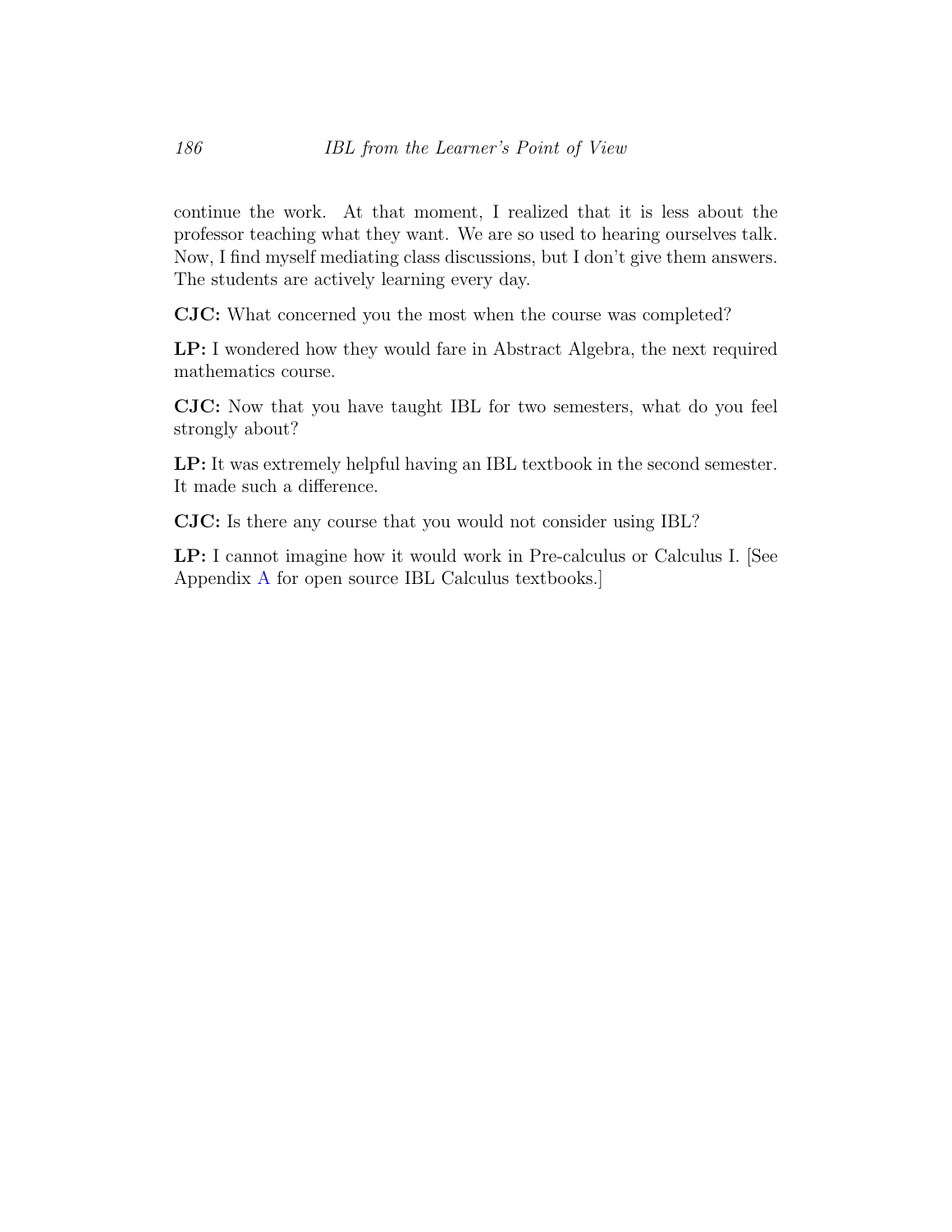continue the work. At that moment, I realized that it is less about the professor teaching what they want. We are so used to hearing ourselves talk. Now, I find myself mediating class discussions, but I don't give them answers. The students are actively learning every day.

**CJC:** What concerned you the most when the course was completed?

**LP:** I wondered how they would fare in Abstract Algebra, the next required mathematics course.

**CJC:** Now that you have taught IBL for two semesters, what do you feel strongly about?

**LP:** It was extremely helpful having an IBL textbook in the second semester. It made such a difference.

**CJC:** Is there any course that you would not consider using IBL?

**LP:** I cannot imagine how it would work in Pre-calculus or Calculus I. [See Appendix A for open source IBL Calculus textbooks.]